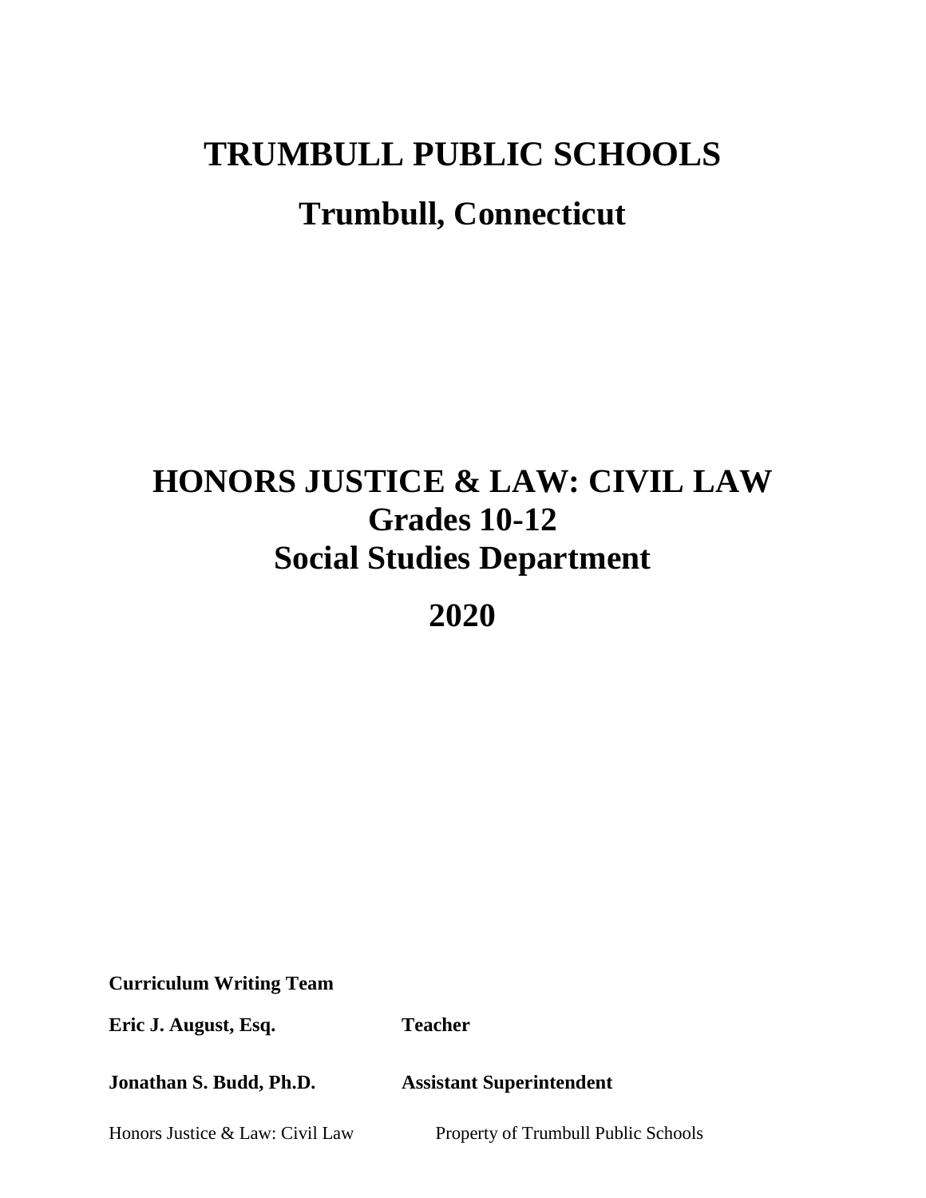# TRUMBULL PUBLIC SCHOOLS

## Trumbull, Connecticut

# HONORS JUSTICE & LAW: CIVIL LAW
## Grades 10-12
## Social Studies Department

## 2020

**Curriculum Writing Team**

| | |
|---|---|
| **Eric J. August, Esq.** | **Teacher** |
| **Jonathan S. Budd, Ph.D.** | **Assistant Superintendent** |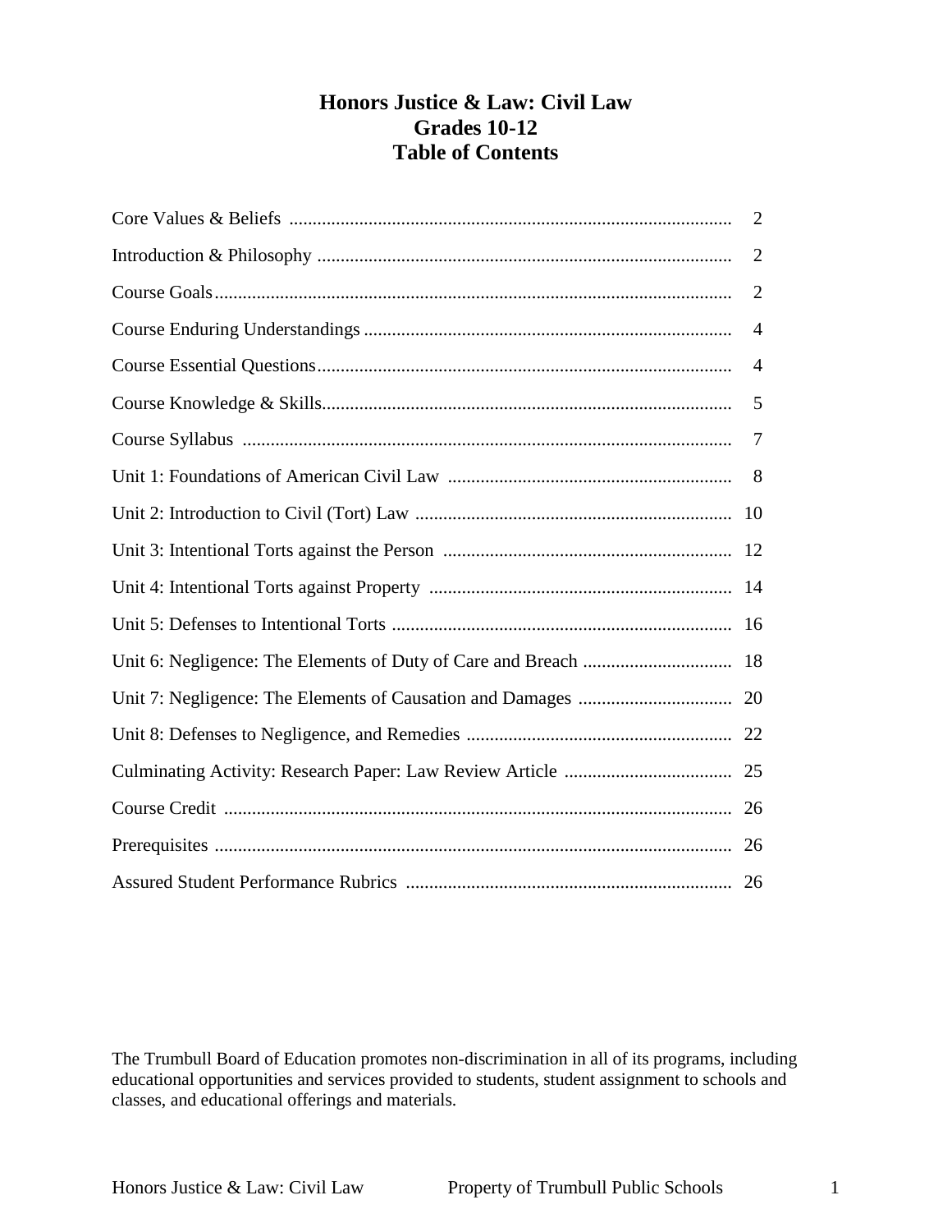# Honors Justice & Law: Civil Law
## Grades 10-12
## Table of Contents

| | |
|---|---|
| Core Values & Beliefs | 2 |
| Introduction & Philosophy | 2 |
| Course Goals | 2 |
| Course Enduring Understandings | 4 |
| Course Essential Questions | 4 |
| Course Knowledge & Skills | 5 |
| Course Syllabus | 7 |
| Unit 1: Foundations of American Civil Law | 8 |
| Unit 2: Introduction to Civil (Tort) Law | 10 |
| Unit 3: Intentional Torts against the Person | 12 |
| Unit 4: Intentional Torts against Property | 14 |
| Unit 5: Defenses to Intentional Torts | 16 |
| Unit 6: Negligence: The Elements of Duty of Care and Breach | 18 |
| Unit 7: Negligence: The Elements of Causation and Damages | 20 |
| Unit 8: Defenses to Negligence, and Remedies | 22 |
| Culminating Activity: Research Paper: Law Review Article | 25 |
| Course Credit | 26 |
| Prerequisites | 26 |
| Assured Student Performance Rubrics | 26 |

The Trumbull Board of Education promotes non-discrimination in all of its programs, including educational opportunities and services provided to students, student assignment to schools and classes, and educational offerings and materials.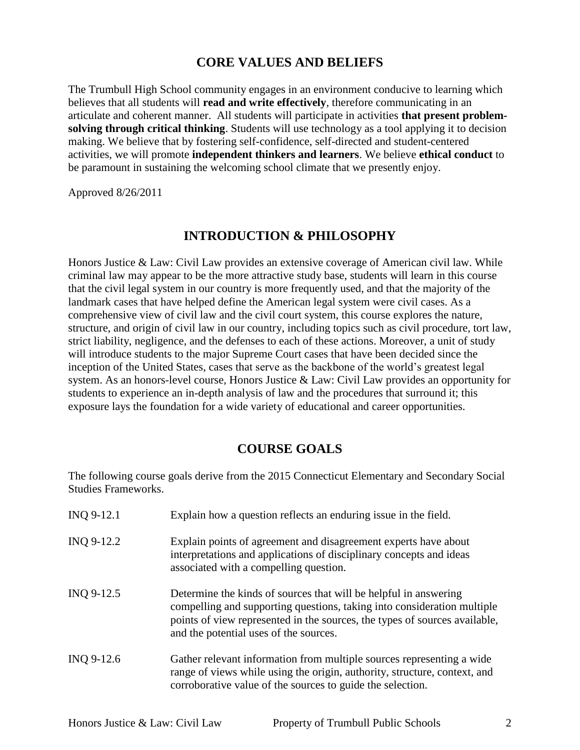## CORE VALUES AND BELIEFS

The Trumbull High School community engages in an environment conducive to learning which believes that all students will **read and write effectively**, therefore communicating in an articulate and coherent manner. All students will participate in activities **that present problem-solving through critical thinking**. Students will use technology as a tool applying it to decision making. We believe that by fostering self-confidence, self-directed and student-centered activities, we will promote **independent thinkers and learners**. We believe **ethical conduct** to be paramount in sustaining the welcoming school climate that we presently enjoy.

Approved 8/26/2011

## INTRODUCTION & PHILOSOPHY

Honors Justice & Law: Civil Law provides an extensive coverage of American civil law. While criminal law may appear to be the more attractive study base, students will learn in this course that the civil legal system in our country is more frequently used, and that the majority of the landmark cases that have helped define the American legal system were civil cases. As a comprehensive view of civil law and the civil court system, this course explores the nature, structure, and origin of civil law in our country, including topics such as civil procedure, tort law, strict liability, negligence, and the defenses to each of these actions. Moreover, a unit of study will introduce students to the major Supreme Court cases that have been decided since the inception of the United States, cases that serve as the backbone of the world's greatest legal system. As an honors-level course, Honors Justice & Law: Civil Law provides an opportunity for students to experience an in-depth analysis of law and the procedures that surround it; this exposure lays the foundation for a wide variety of educational and career opportunities.

## COURSE GOALS

The following course goals derive from the 2015 Connecticut Elementary and Secondary Social Studies Frameworks.

| | |
|---|---|
| INQ 9-12.1 | Explain how a question reflects an enduring issue in the field. |
| INQ 9-12.2 | Explain points of agreement and disagreement experts have about interpretations and applications of disciplinary concepts and ideas associated with a compelling question. |
| INQ 9-12.5 | Determine the kinds of sources that will be helpful in answering compelling and supporting questions, taking into consideration multiple points of view represented in the sources, the types of sources available, and the potential uses of the sources. |
| INQ 9-12.6 | Gather relevant information from multiple sources representing a wide range of views while using the origin, authority, structure, context, and corroborative value of the sources to guide the selection. |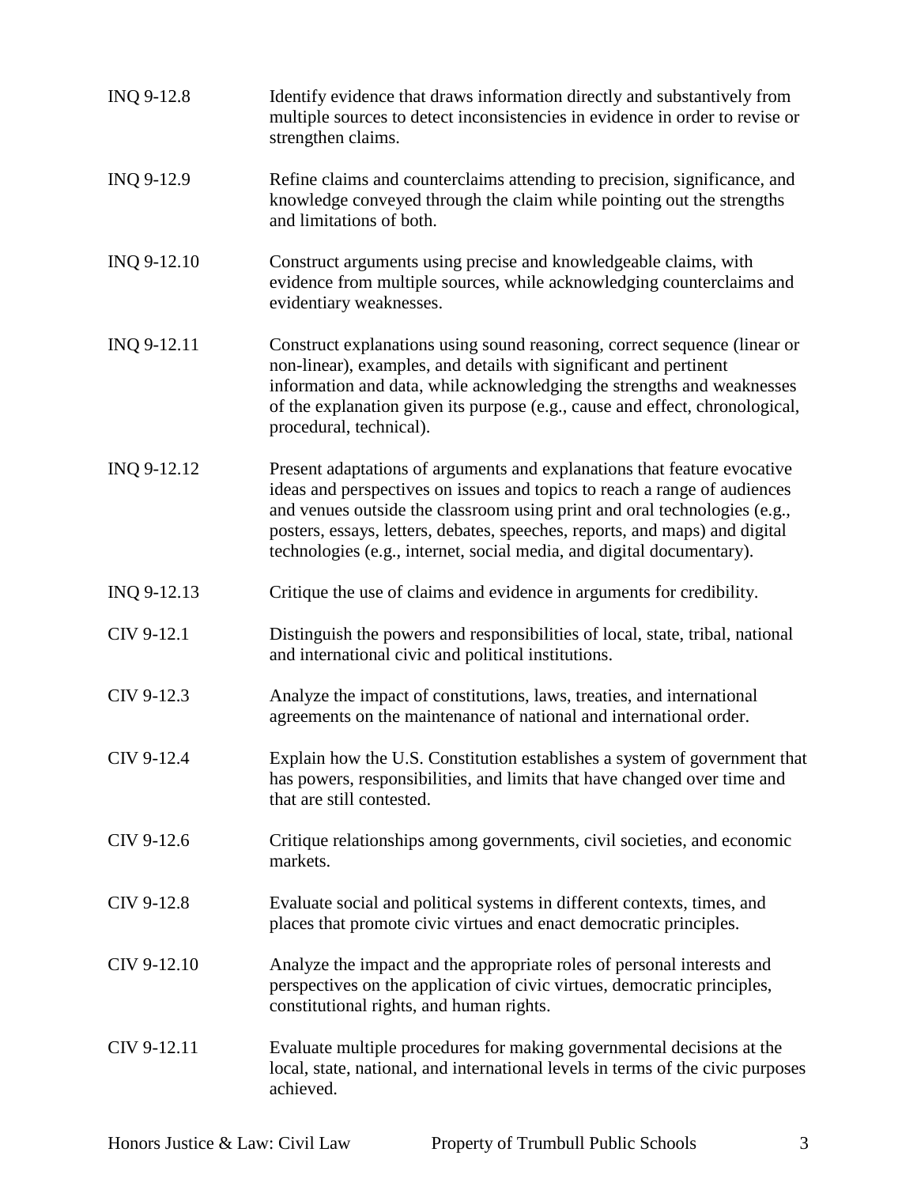| | |
|---|---|
| INQ 9-12.8 | Identify evidence that draws information directly and substantively from multiple sources to detect inconsistencies in evidence in order to revise or strengthen claims. |
| INQ 9-12.9 | Refine claims and counterclaims attending to precision, significance, and knowledge conveyed through the claim while pointing out the strengths and limitations of both. |
| INQ 9-12.10 | Construct arguments using precise and knowledgeable claims, with evidence from multiple sources, while acknowledging counterclaims and evidentiary weaknesses. |
| INQ 9-12.11 | Construct explanations using sound reasoning, correct sequence (linear or non-linear), examples, and details with significant and pertinent information and data, while acknowledging the strengths and weaknesses of the explanation given its purpose (e.g., cause and effect, chronological, procedural, technical). |
| INQ 9-12.12 | Present adaptations of arguments and explanations that feature evocative ideas and perspectives on issues and topics to reach a range of audiences and venues outside the classroom using print and oral technologies (e.g., posters, essays, letters, debates, speeches, reports, and maps) and digital technologies (e.g., internet, social media, and digital documentary). |
| INQ 9-12.13 | Critique the use of claims and evidence in arguments for credibility. |
| CIV 9-12.1 | Distinguish the powers and responsibilities of local, state, tribal, national and international civic and political institutions. |
| CIV 9-12.3 | Analyze the impact of constitutions, laws, treaties, and international agreements on the maintenance of national and international order. |
| CIV 9-12.4 | Explain how the U.S. Constitution establishes a system of government that has powers, responsibilities, and limits that have changed over time and that are still contested. |
| CIV 9-12.6 | Critique relationships among governments, civil societies, and economic markets. |
| CIV 9-12.8 | Evaluate social and political systems in different contexts, times, and places that promote civic virtues and enact democratic principles. |
| CIV 9-12.10 | Analyze the impact and the appropriate roles of personal interests and perspectives on the application of civic virtues, democratic principles, constitutional rights, and human rights. |
| CIV 9-12.11 | Evaluate multiple procedures for making governmental decisions at the local, state, national, and international levels in terms of the civic purposes achieved. |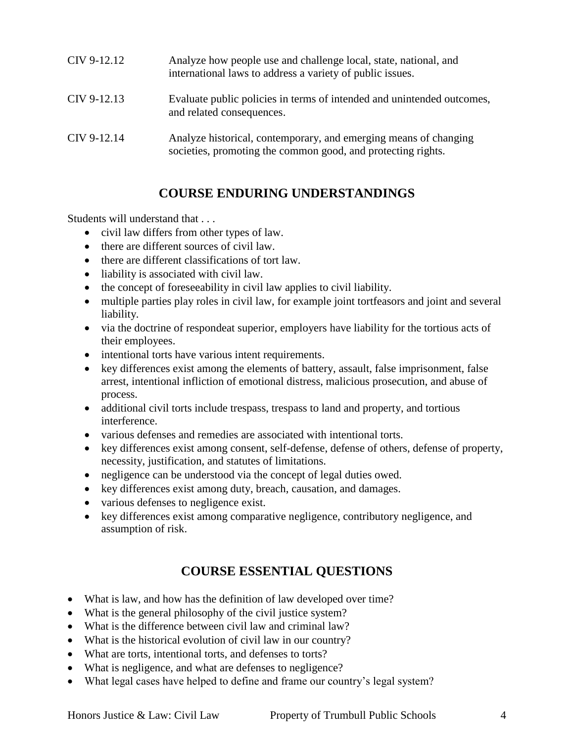| | |
|---|---|
| CIV 9-12.12 | Analyze how people use and challenge local, state, national, and international laws to address a variety of public issues. |
| CIV 9-12.13 | Evaluate public policies in terms of intended and unintended outcomes, and related consequences. |
| CIV 9-12.14 | Analyze historical, contemporary, and emerging means of changing societies, promoting the common good, and protecting rights. |

## COURSE ENDURING UNDERSTANDINGS

Students will understand that . . .

- civil law differs from other types of law.
- there are different sources of civil law.
- there are different classifications of tort law.
- liability is associated with civil law.
- the concept of foreseeability in civil law applies to civil liability.
- multiple parties play roles in civil law, for example joint tortfeasors and joint and several liability.
- via the doctrine of respondeat superior, employers have liability for the tortious acts of their employees.
- intentional torts have various intent requirements.
- key differences exist among the elements of battery, assault, false imprisonment, false arrest, intentional infliction of emotional distress, malicious prosecution, and abuse of process.
- additional civil torts include trespass, trespass to land and property, and tortious interference.
- various defenses and remedies are associated with intentional torts.
- key differences exist among consent, self-defense, defense of others, defense of property, necessity, justification, and statutes of limitations.
- negligence can be understood via the concept of legal duties owed.
- key differences exist among duty, breach, causation, and damages.
- various defenses to negligence exist.
- key differences exist among comparative negligence, contributory negligence, and assumption of risk.

## COURSE ESSENTIAL QUESTIONS

- What is law, and how has the definition of law developed over time?
- What is the general philosophy of the civil justice system?
- What is the difference between civil law and criminal law?
- What is the historical evolution of civil law in our country?
- What are torts, intentional torts, and defenses to torts?
- What is negligence, and what are defenses to negligence?
- What legal cases have helped to define and frame our country's legal system?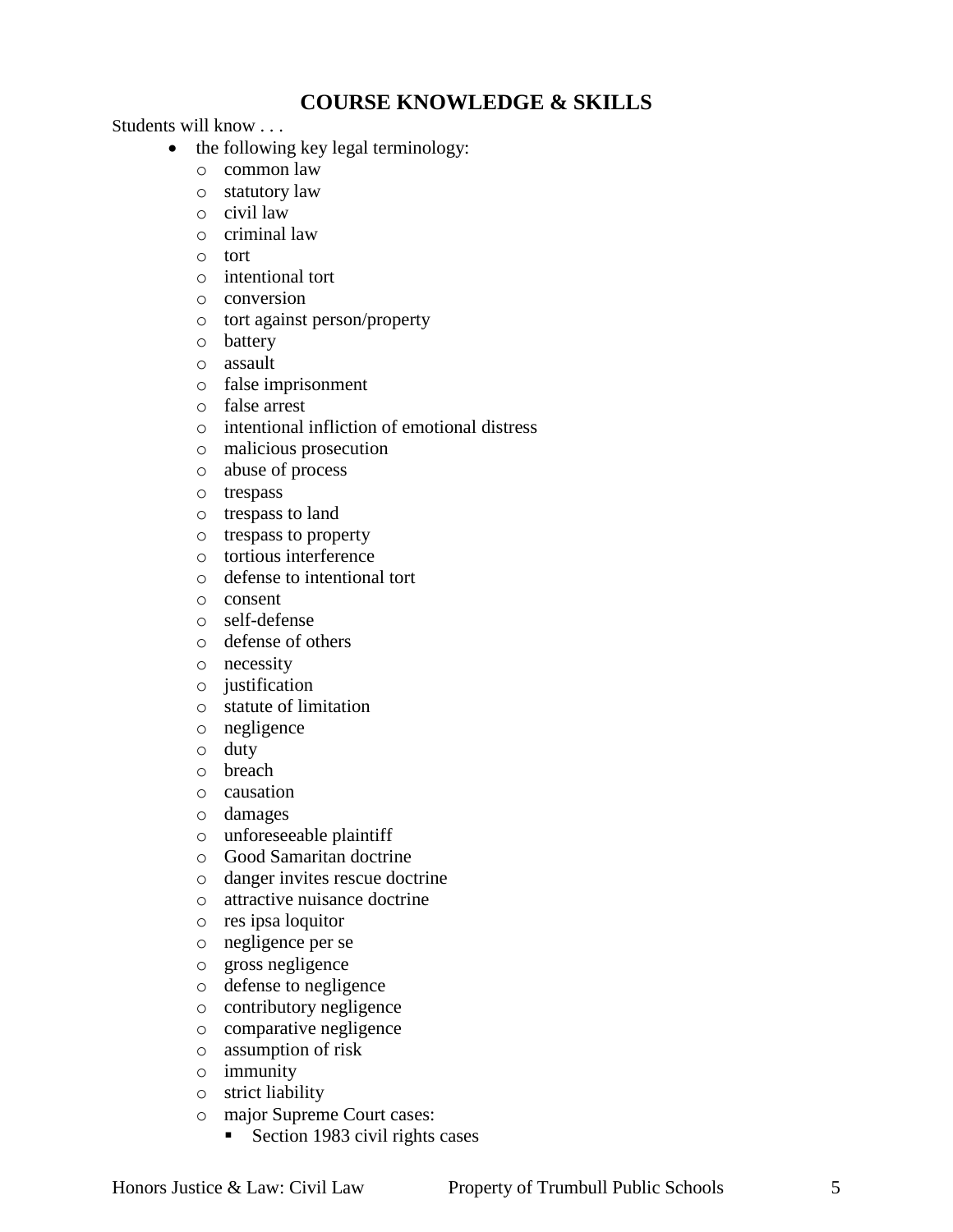## COURSE KNOWLEDGE & SKILLS

Students will know . . .

- the following key legal terminology:
  - common law
  - statutory law
  - civil law
  - criminal law
  - tort
  - intentional tort
  - conversion
  - tort against person/property
  - battery
  - assault
  - false imprisonment
  - false arrest
  - intentional infliction of emotional distress
  - malicious prosecution
  - abuse of process
  - trespass
  - trespass to land
  - trespass to property
  - tortious interference
  - defense to intentional tort
  - consent
  - self-defense
  - defense of others
  - necessity
  - justification
  - statute of limitation
  - negligence
  - duty
  - breach
  - causation
  - damages
  - unforeseeable plaintiff
  - Good Samaritan doctrine
  - danger invites rescue doctrine
  - attractive nuisance doctrine
  - res ipsa loquitor
  - negligence per se
  - gross negligence
  - defense to negligence
  - contributory negligence
  - comparative negligence
  - assumption of risk
  - immunity
  - strict liability
  - major Supreme Court cases:
    - Section 1983 civil rights cases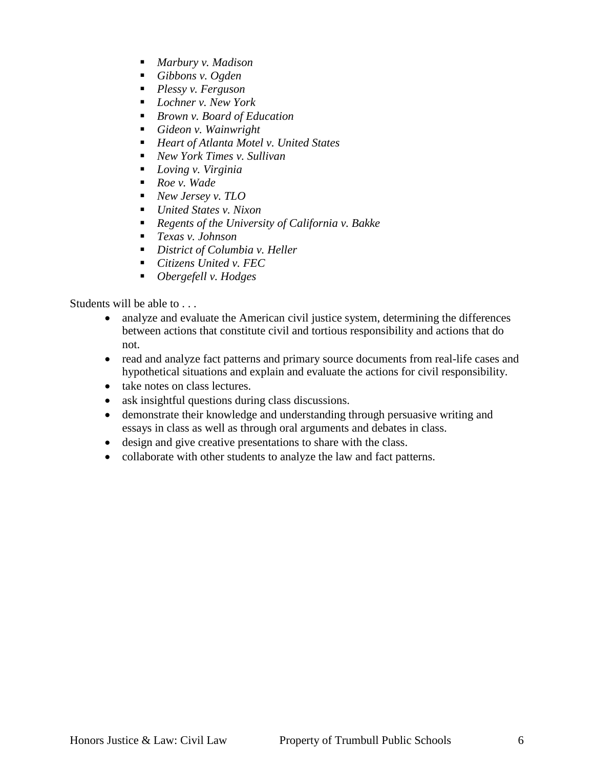- *Marbury v. Madison*
- *Gibbons v. Ogden*
- *Plessy v. Ferguson*
- *Lochner v. New York*
- *Brown v. Board of Education*
- *Gideon v. Wainwright*
- *Heart of Atlanta Motel v. United States*
- *New York Times v. Sullivan*
- *Loving v. Virginia*
- *Roe v. Wade*
- *New Jersey v. TLO*
- *United States v. Nixon*
- *Regents of the University of California v. Bakke*
- *Texas v. Johnson*
- *District of Columbia v. Heller*
- *Citizens United v. FEC*
- *Obergefell v. Hodges*

Students will be able to . . .

- analyze and evaluate the American civil justice system, determining the differences between actions that constitute civil and tortious responsibility and actions that do not.
- read and analyze fact patterns and primary source documents from real-life cases and hypothetical situations and explain and evaluate the actions for civil responsibility.
- take notes on class lectures.
- ask insightful questions during class discussions.
- demonstrate their knowledge and understanding through persuasive writing and essays in class as well as through oral arguments and debates in class.
- design and give creative presentations to share with the class.
- collaborate with other students to analyze the law and fact patterns.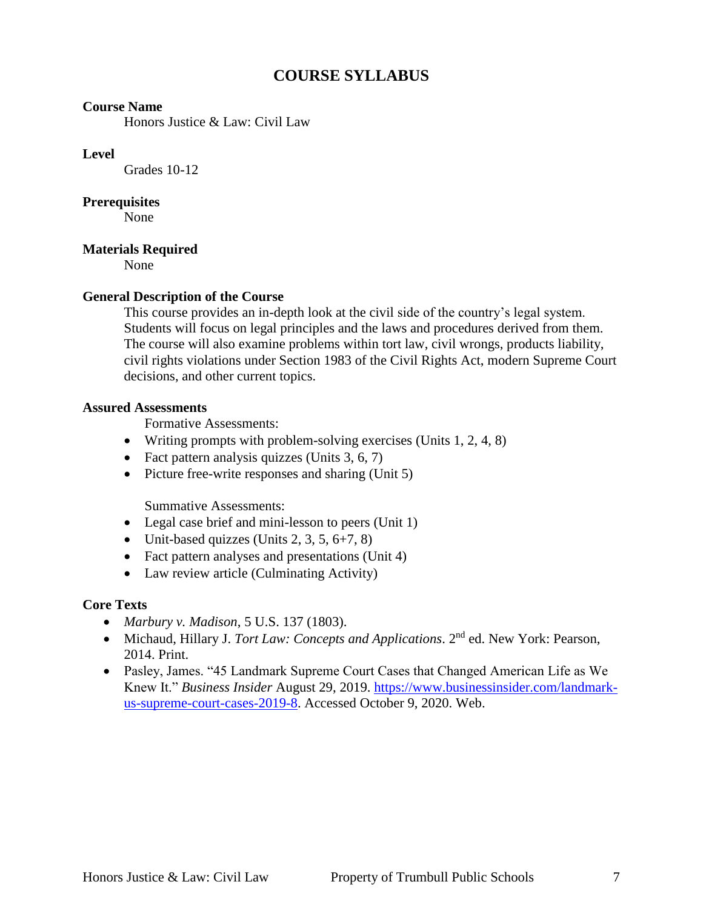# COURSE SYLLABUS

**Course Name**

Honors Justice & Law: Civil Law

**Level**

Grades 10-12

**Prerequisites**

None

**Materials Required**

None

**General Description of the Course**

This course provides an in-depth look at the civil side of the country's legal system. Students will focus on legal principles and the laws and procedures derived from them. The course will also examine problems within tort law, civil wrongs, products liability, civil rights violations under Section 1983 of the Civil Rights Act, modern Supreme Court decisions, and other current topics.

**Assured Assessments**

Formative Assessments:

- Writing prompts with problem-solving exercises (Units 1, 2, 4, 8)
- Fact pattern analysis quizzes (Units 3, 6, 7)
- Picture free-write responses and sharing (Unit 5)

Summative Assessments:

- Legal case brief and mini-lesson to peers (Unit 1)
- Unit-based quizzes (Units 2, 3, 5, 6+7, 8)
- Fact pattern analyses and presentations (Unit 4)
- Law review article (Culminating Activity)

**Core Texts**

- *Marbury v. Madison*, 5 U.S. 137 (1803).
- Michaud, Hillary J. *Tort Law: Concepts and Applications*. 2nd ed. New York: Pearson, 2014. Print.
- Pasley, James. "45 Landmark Supreme Court Cases that Changed American Life as We Knew It." *Business Insider* August 29, 2019. https://www.businessinsider.com/landmark-us-supreme-court-cases-2019-8. Accessed October 9, 2020. Web.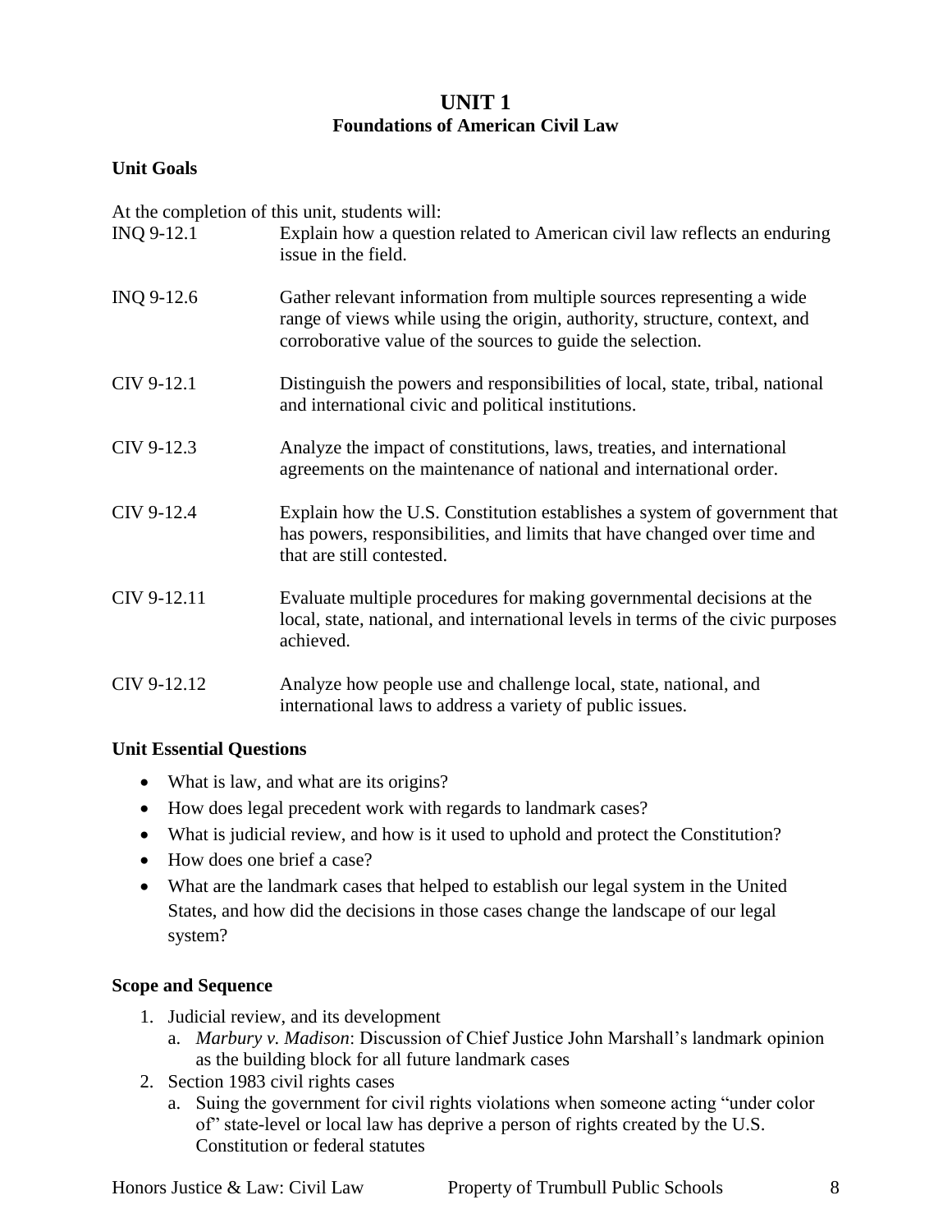# UNIT 1
## Foundations of American Civil Law

### Unit Goals

At the completion of this unit, students will:

| | |
|---|---|
| INQ 9-12.1 | Explain how a question related to American civil law reflects an enduring issue in the field. |
| INQ 9-12.6 | Gather relevant information from multiple sources representing a wide range of views while using the origin, authority, structure, context, and corroborative value of the sources to guide the selection. |
| CIV 9-12.1 | Distinguish the powers and responsibilities of local, state, tribal, national and international civic and political institutions. |
| CIV 9-12.3 | Analyze the impact of constitutions, laws, treaties, and international agreements on the maintenance of national and international order. |
| CIV 9-12.4 | Explain how the U.S. Constitution establishes a system of government that has powers, responsibilities, and limits that have changed over time and that are still contested. |
| CIV 9-12.11 | Evaluate multiple procedures for making governmental decisions at the local, state, national, and international levels in terms of the civic purposes achieved. |
| CIV 9-12.12 | Analyze how people use and challenge local, state, national, and international laws to address a variety of public issues. |

### Unit Essential Questions

- What is law, and what are its origins?
- How does legal precedent work with regards to landmark cases?
- What is judicial review, and how is it used to uphold and protect the Constitution?
- How does one brief a case?
- What are the landmark cases that helped to establish our legal system in the United States, and how did the decisions in those cases change the landscape of our legal system?

### Scope and Sequence

1. Judicial review, and its development
   a. *Marbury v. Madison*: Discussion of Chief Justice John Marshall's landmark opinion as the building block for all future landmark cases
2. Section 1983 civil rights cases
   a. Suing the government for civil rights violations when someone acting "under color of" state-level or local law has deprive a person of rights created by the U.S. Constitution or federal statutes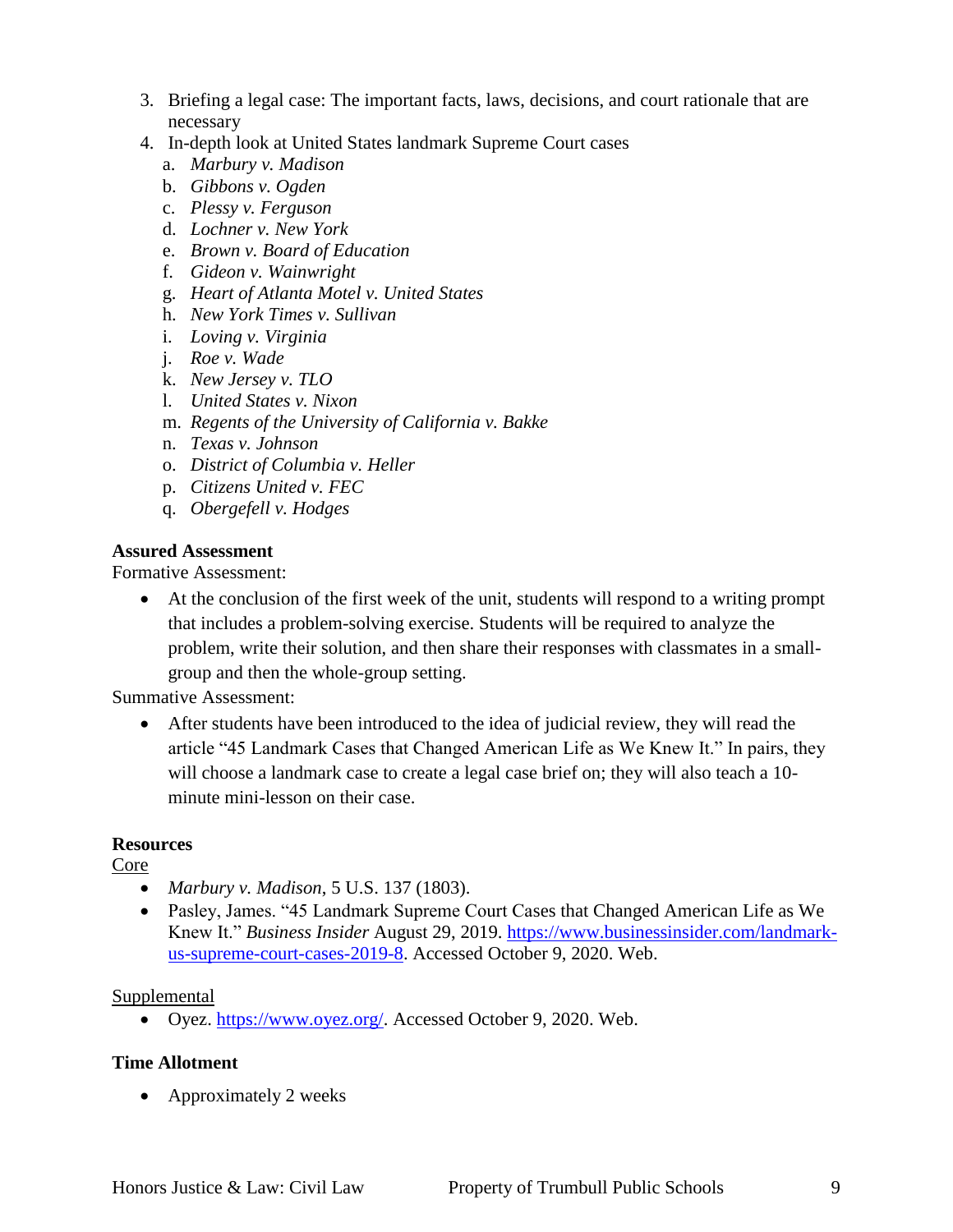3. Briefing a legal case: The important facts, laws, decisions, and court rationale that are necessary
4. In-depth look at United States landmark Supreme Court cases
   a. *Marbury v. Madison*
   b. *Gibbons v. Ogden*
   c. *Plessy v. Ferguson*
   d. *Lochner v. New York*
   e. *Brown v. Board of Education*
   f. *Gideon v. Wainwright*
   g. *Heart of Atlanta Motel v. United States*
   h. *New York Times v. Sullivan*
   i. *Loving v. Virginia*
   j. *Roe v. Wade*
   k. *New Jersey v. TLO*
   l. *United States v. Nixon*
   m. *Regents of the University of California v. Bakke*
   n. *Texas v. Johnson*
   o. *District of Columbia v. Heller*
   p. *Citizens United v. FEC*
   q. *Obergefell v. Hodges*

**Assured Assessment**

Formative Assessment:

- At the conclusion of the first week of the unit, students will respond to a writing prompt that includes a problem-solving exercise. Students will be required to analyze the problem, write their solution, and then share their responses with classmates in a small-group and then the whole-group setting.

Summative Assessment:

- After students have been introduced to the idea of judicial review, they will read the article "45 Landmark Cases that Changed American Life as We Knew It." In pairs, they will choose a landmark case to create a legal case brief on; they will also teach a 10-minute mini-lesson on their case.

**Resources**

Core

- *Marbury v. Madison*, 5 U.S. 137 (1803).
- Pasley, James. "45 Landmark Supreme Court Cases that Changed American Life as We Knew It." *Business Insider* August 29, 2019. https://www.businessinsider.com/landmark-us-supreme-court-cases-2019-8. Accessed October 9, 2020. Web.

Supplemental

- Oyez. https://www.oyez.org/. Accessed October 9, 2020. Web.

**Time Allotment**

- Approximately 2 weeks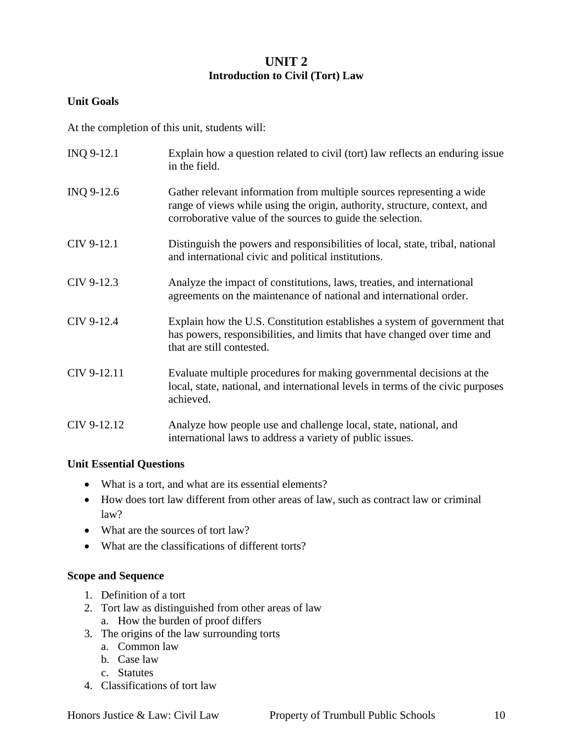# UNIT 2
## Introduction to Civil (Tort) Law

### Unit Goals

At the completion of this unit, students will:

| | |
|---|---|
| INQ 9-12.1 | Explain how a question related to civil (tort) law reflects an enduring issue in the field. |
| INQ 9-12.6 | Gather relevant information from multiple sources representing a wide range of views while using the origin, authority, structure, context, and corroborative value of the sources to guide the selection. |
| CIV 9-12.1 | Distinguish the powers and responsibilities of local, state, tribal, national and international civic and political institutions. |
| CIV 9-12.3 | Analyze the impact of constitutions, laws, treaties, and international agreements on the maintenance of national and international order. |
| CIV 9-12.4 | Explain how the U.S. Constitution establishes a system of government that has powers, responsibilities, and limits that have changed over time and that are still contested. |
| CIV 9-12.11 | Evaluate multiple procedures for making governmental decisions at the local, state, national, and international levels in terms of the civic purposes achieved. |
| CIV 9-12.12 | Analyze how people use and challenge local, state, national, and international laws to address a variety of public issues. |

### Unit Essential Questions

- What is a tort, and what are its essential elements?
- How does tort law different from other areas of law, such as contract law or criminal law?
- What are the sources of tort law?
- What are the classifications of different torts?

### Scope and Sequence

1. Definition of a tort
2. Tort law as distinguished from other areas of law
   a. How the burden of proof differs
3. The origins of the law surrounding torts
   a. Common law
   b. Case law
   c. Statutes
4. Classifications of tort law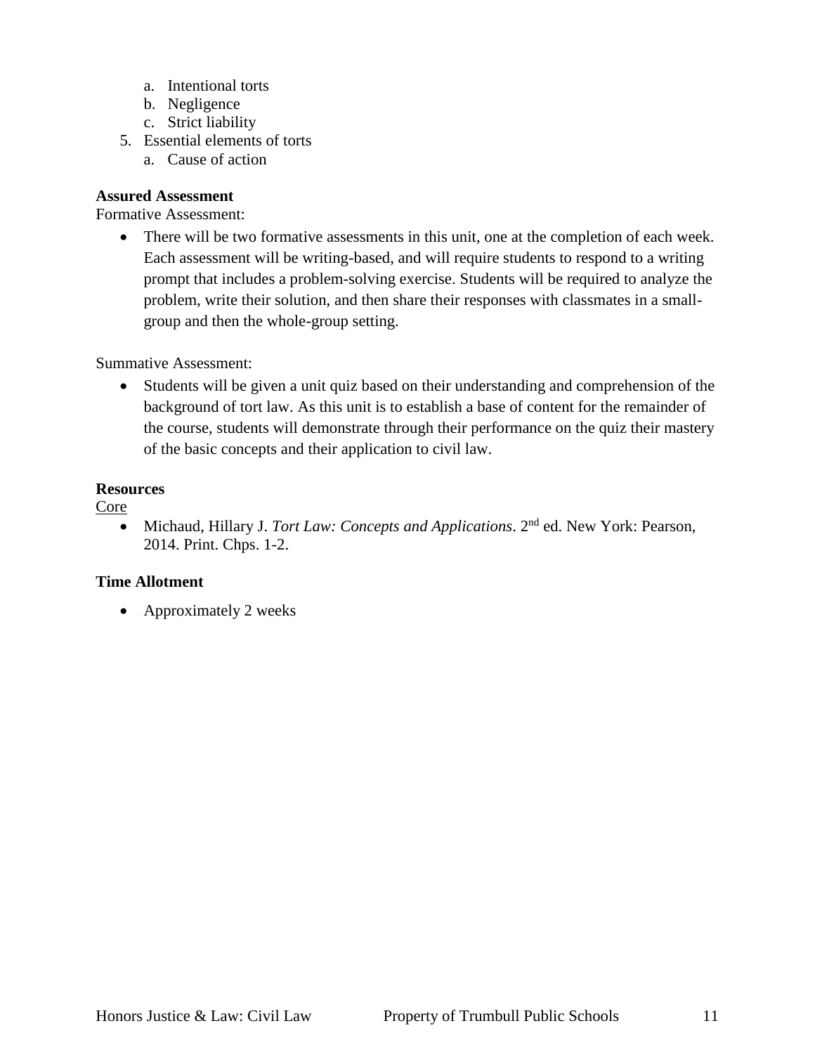a. Intentional torts
   b. Negligence
   c. Strict liability
5. Essential elements of torts
   a. Cause of action

**Assured Assessment**

Formative Assessment:

- There will be two formative assessments in this unit, one at the completion of each week. Each assessment will be writing-based, and will require students to respond to a writing prompt that includes a problem-solving exercise. Students will be required to analyze the problem, write their solution, and then share their responses with classmates in a small-group and then the whole-group setting.

Summative Assessment:

- Students will be given a unit quiz based on their understanding and comprehension of the background of tort law. As this unit is to establish a base of content for the remainder of the course, students will demonstrate through their performance on the quiz their mastery of the basic concepts and their application to civil law.

**Resources**

Core

- Michaud, Hillary J. *Tort Law: Concepts and Applications*. 2nd ed. New York: Pearson, 2014. Print. Chps. 1-2.

**Time Allotment**

- Approximately 2 weeks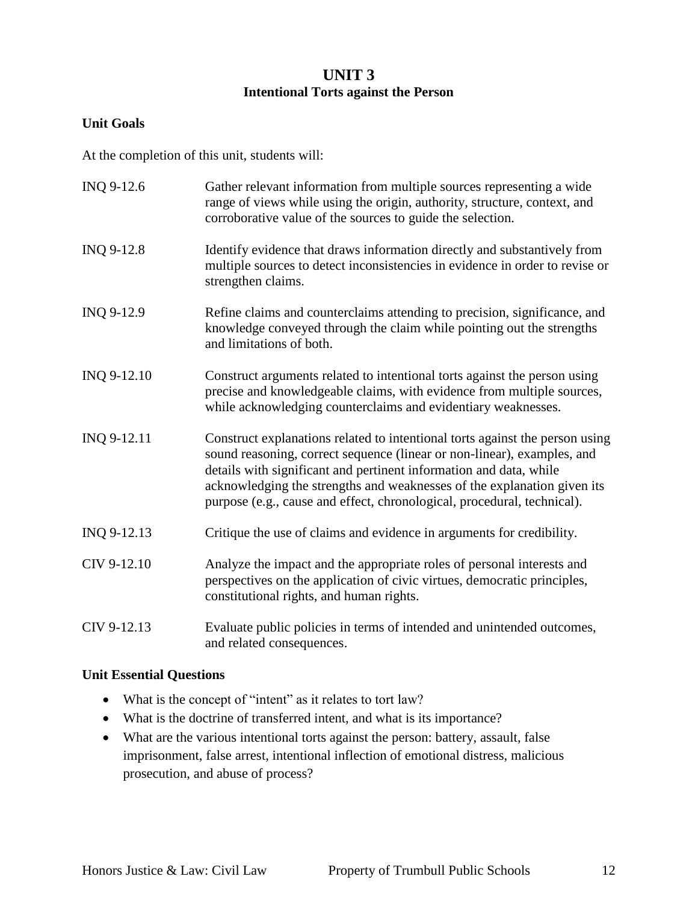# UNIT 3
## Intentional Torts against the Person

### Unit Goals

At the completion of this unit, students will:

| | |
|---|---|
| INQ 9-12.6 | Gather relevant information from multiple sources representing a wide range of views while using the origin, authority, structure, context, and corroborative value of the sources to guide the selection. |
| INQ 9-12.8 | Identify evidence that draws information directly and substantively from multiple sources to detect inconsistencies in evidence in order to revise or strengthen claims. |
| INQ 9-12.9 | Refine claims and counterclaims attending to precision, significance, and knowledge conveyed through the claim while pointing out the strengths and limitations of both. |
| INQ 9-12.10 | Construct arguments related to intentional torts against the person using precise and knowledgeable claims, with evidence from multiple sources, while acknowledging counterclaims and evidentiary weaknesses. |
| INQ 9-12.11 | Construct explanations related to intentional torts against the person using sound reasoning, correct sequence (linear or non-linear), examples, and details with significant and pertinent information and data, while acknowledging the strengths and weaknesses of the explanation given its purpose (e.g., cause and effect, chronological, procedural, technical). |
| INQ 9-12.13 | Critique the use of claims and evidence in arguments for credibility. |
| CIV 9-12.10 | Analyze the impact and the appropriate roles of personal interests and perspectives on the application of civic virtues, democratic principles, constitutional rights, and human rights. |
| CIV 9-12.13 | Evaluate public policies in terms of intended and unintended outcomes, and related consequences. |

### Unit Essential Questions

- What is the concept of "intent" as it relates to tort law?
- What is the doctrine of transferred intent, and what is its importance?
- What are the various intentional torts against the person: battery, assault, false imprisonment, false arrest, intentional inflection of emotional distress, malicious prosecution, and abuse of process?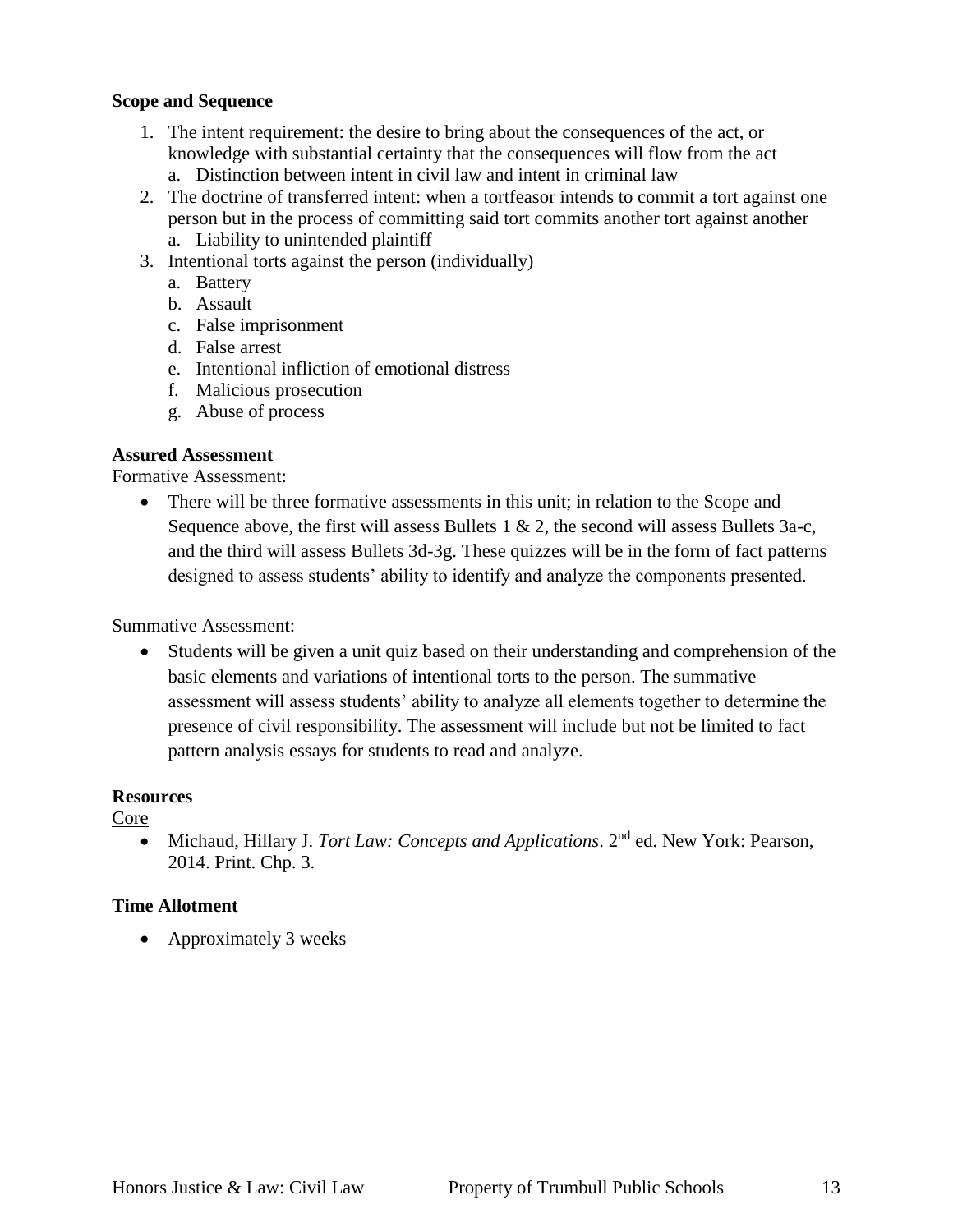**Scope and Sequence**

1. The intent requirement: the desire to bring about the consequences of the act, or knowledge with substantial certainty that the consequences will flow from the act
   a. Distinction between intent in civil law and intent in criminal law
2. The doctrine of transferred intent: when a tortfeasor intends to commit a tort against one person but in the process of committing said tort commits another tort against another
   a. Liability to unintended plaintiff
3. Intentional torts against the person (individually)
   a. Battery
   b. Assault
   c. False imprisonment
   d. False arrest
   e. Intentional infliction of emotional distress
   f. Malicious prosecution
   g. Abuse of process

**Assured Assessment**

Formative Assessment:

- There will be three formative assessments in this unit; in relation to the Scope and Sequence above, the first will assess Bullets 1 & 2, the second will assess Bullets 3a-c, and the third will assess Bullets 3d-3g. These quizzes will be in the form of fact patterns designed to assess students' ability to identify and analyze the components presented.

Summative Assessment:

- Students will be given a unit quiz based on their understanding and comprehension of the basic elements and variations of intentional torts to the person. The summative assessment will assess students' ability to analyze all elements together to determine the presence of civil responsibility. The assessment will include but not be limited to fact pattern analysis essays for students to read and analyze.

**Resources**

Core

- Michaud, Hillary J. *Tort Law: Concepts and Applications*. 2nd ed. New York: Pearson, 2014. Print. Chp. 3.

**Time Allotment**

- Approximately 3 weeks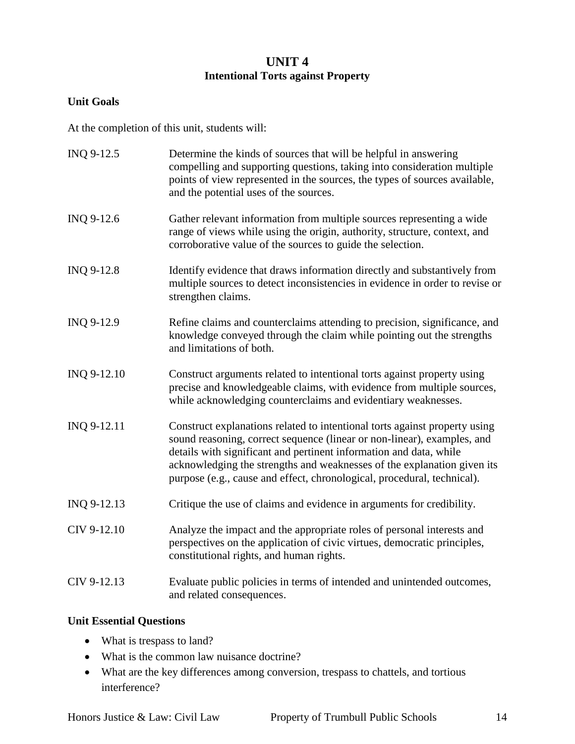# UNIT 4
## Intentional Torts against Property

**Unit Goals**

At the completion of this unit, students will:

| | |
|---|---|
| INQ 9-12.5 | Determine the kinds of sources that will be helpful in answering compelling and supporting questions, taking into consideration multiple points of view represented in the sources, the types of sources available, and the potential uses of the sources. |
| INQ 9-12.6 | Gather relevant information from multiple sources representing a wide range of views while using the origin, authority, structure, context, and corroborative value of the sources to guide the selection. |
| INQ 9-12.8 | Identify evidence that draws information directly and substantively from multiple sources to detect inconsistencies in evidence in order to revise or strengthen claims. |
| INQ 9-12.9 | Refine claims and counterclaims attending to precision, significance, and knowledge conveyed through the claim while pointing out the strengths and limitations of both. |
| INQ 9-12.10 | Construct arguments related to intentional torts against property using precise and knowledgeable claims, with evidence from multiple sources, while acknowledging counterclaims and evidentiary weaknesses. |
| INQ 9-12.11 | Construct explanations related to intentional torts against property using sound reasoning, correct sequence (linear or non-linear), examples, and details with significant and pertinent information and data, while acknowledging the strengths and weaknesses of the explanation given its purpose (e.g., cause and effect, chronological, procedural, technical). |
| INQ 9-12.13 | Critique the use of claims and evidence in arguments for credibility. |
| CIV 9-12.10 | Analyze the impact and the appropriate roles of personal interests and perspectives on the application of civic virtues, democratic principles, constitutional rights, and human rights. |
| CIV 9-12.13 | Evaluate public policies in terms of intended and unintended outcomes, and related consequences. |

**Unit Essential Questions**

- What is trespass to land?
- What is the common law nuisance doctrine?
- What are the key differences among conversion, trespass to chattels, and tortious interference?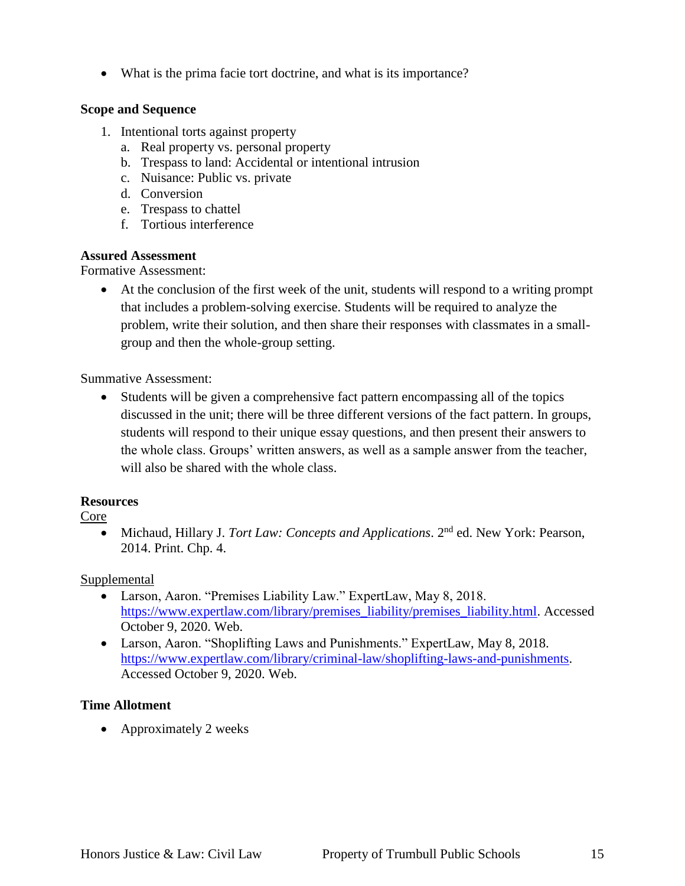- What is the prima facie tort doctrine, and what is its importance?

**Scope and Sequence**

1. Intentional torts against property
   a. Real property vs. personal property
   b. Trespass to land: Accidental or intentional intrusion
   c. Nuisance: Public vs. private
   d. Conversion
   e. Trespass to chattel
   f. Tortious interference

**Assured Assessment**

Formative Assessment:

- At the conclusion of the first week of the unit, students will respond to a writing prompt that includes a problem-solving exercise. Students will be required to analyze the problem, write their solution, and then share their responses with classmates in a small-group and then the whole-group setting.

Summative Assessment:

- Students will be given a comprehensive fact pattern encompassing all of the topics discussed in the unit; there will be three different versions of the fact pattern. In groups, students will respond to their unique essay questions, and then present their answers to the whole class. Groups' written answers, as well as a sample answer from the teacher, will also be shared with the whole class.

**Resources**

Core

- Michaud, Hillary J. *Tort Law: Concepts and Applications*. 2nd ed. New York: Pearson, 2014. Print. Chp. 4.

Supplemental

- Larson, Aaron. "Premises Liability Law." ExpertLaw, May 8, 2018. https://www.expertlaw.com/library/premises_liability/premises_liability.html. Accessed October 9, 2020. Web.
- Larson, Aaron. "Shoplifting Laws and Punishments." ExpertLaw, May 8, 2018. https://www.expertlaw.com/library/criminal-law/shoplifting-laws-and-punishments. Accessed October 9, 2020. Web.

**Time Allotment**

- Approximately 2 weeks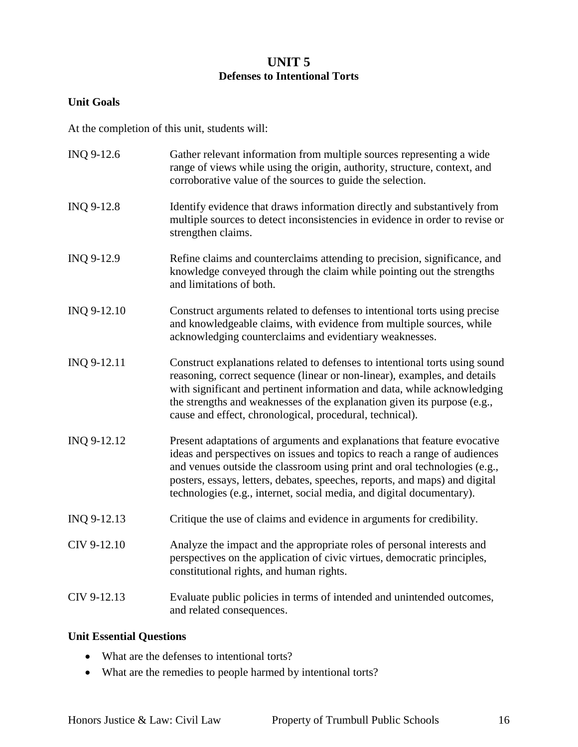# UNIT 5
## Defenses to Intentional Torts

**Unit Goals**

At the completion of this unit, students will:

| | |
|---|---|
| INQ 9-12.6 | Gather relevant information from multiple sources representing a wide range of views while using the origin, authority, structure, context, and corroborative value of the sources to guide the selection. |
| INQ 9-12.8 | Identify evidence that draws information directly and substantively from multiple sources to detect inconsistencies in evidence in order to revise or strengthen claims. |
| INQ 9-12.9 | Refine claims and counterclaims attending to precision, significance, and knowledge conveyed through the claim while pointing out the strengths and limitations of both. |
| INQ 9-12.10 | Construct arguments related to defenses to intentional torts using precise and knowledgeable claims, with evidence from multiple sources, while acknowledging counterclaims and evidentiary weaknesses. |
| INQ 9-12.11 | Construct explanations related to defenses to intentional torts using sound reasoning, correct sequence (linear or non-linear), examples, and details with significant and pertinent information and data, while acknowledging the strengths and weaknesses of the explanation given its purpose (e.g., cause and effect, chronological, procedural, technical). |
| INQ 9-12.12 | Present adaptations of arguments and explanations that feature evocative ideas and perspectives on issues and topics to reach a range of audiences and venues outside the classroom using print and oral technologies (e.g., posters, essays, letters, debates, speeches, reports, and maps) and digital technologies (e.g., internet, social media, and digital documentary). |
| INQ 9-12.13 | Critique the use of claims and evidence in arguments for credibility. |
| CIV 9-12.10 | Analyze the impact and the appropriate roles of personal interests and perspectives on the application of civic virtues, democratic principles, constitutional rights, and human rights. |
| CIV 9-12.13 | Evaluate public policies in terms of intended and unintended outcomes, and related consequences. |

**Unit Essential Questions**

- What are the defenses to intentional torts?
- What are the remedies to people harmed by intentional torts?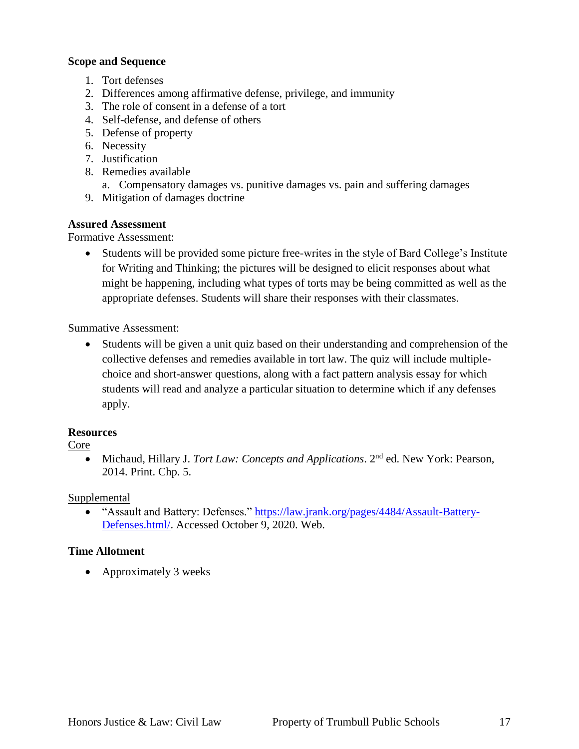**Scope and Sequence**

1. Tort defenses
2. Differences among affirmative defense, privilege, and immunity
3. The role of consent in a defense of a tort
4. Self-defense, and defense of others
5. Defense of property
6. Necessity
7. Justification
8. Remedies available
   a. Compensatory damages vs. punitive damages vs. pain and suffering damages
9. Mitigation of damages doctrine

**Assured Assessment**

Formative Assessment:

- Students will be provided some picture free-writes in the style of Bard College's Institute for Writing and Thinking; the pictures will be designed to elicit responses about what might be happening, including what types of torts may be being committed as well as the appropriate defenses. Students will share their responses with their classmates.

Summative Assessment:

- Students will be given a unit quiz based on their understanding and comprehension of the collective defenses and remedies available in tort law. The quiz will include multiple-choice and short-answer questions, along with a fact pattern analysis essay for which students will read and analyze a particular situation to determine which if any defenses apply.

**Resources**

Core

- Michaud, Hillary J. *Tort Law: Concepts and Applications*. 2nd ed. New York: Pearson, 2014. Print. Chp. 5.

Supplemental

- "Assault and Battery: Defenses." [https://law.jrank.org/pages/4484/Assault-Battery-Defenses.html/](https://law.jrank.org/pages/4484/Assault-Battery-Defenses.html/). Accessed October 9, 2020. Web.

**Time Allotment**

- Approximately 3 weeks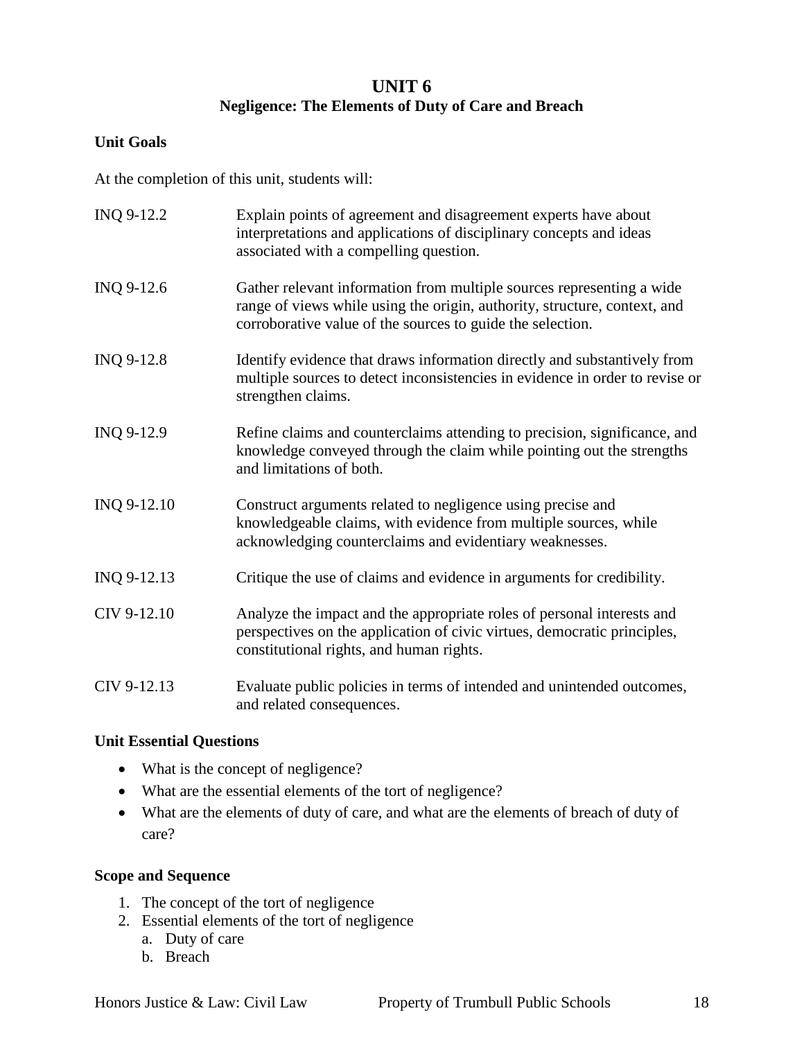# UNIT 6

## Negligence: The Elements of Duty of Care and Breach

### Unit Goals

At the completion of this unit, students will:

| | |
|---|---|
| INQ 9-12.2 | Explain points of agreement and disagreement experts have about interpretations and applications of disciplinary concepts and ideas associated with a compelling question. |
| INQ 9-12.6 | Gather relevant information from multiple sources representing a wide range of views while using the origin, authority, structure, context, and corroborative value of the sources to guide the selection. |
| INQ 9-12.8 | Identify evidence that draws information directly and substantively from multiple sources to detect inconsistencies in evidence in order to revise or strengthen claims. |
| INQ 9-12.9 | Refine claims and counterclaims attending to precision, significance, and knowledge conveyed through the claim while pointing out the strengths and limitations of both. |
| INQ 9-12.10 | Construct arguments related to negligence using precise and knowledgeable claims, with evidence from multiple sources, while acknowledging counterclaims and evidentiary weaknesses. |
| INQ 9-12.13 | Critique the use of claims and evidence in arguments for credibility. |
| CIV 9-12.10 | Analyze the impact and the appropriate roles of personal interests and perspectives on the application of civic virtues, democratic principles, constitutional rights, and human rights. |
| CIV 9-12.13 | Evaluate public policies in terms of intended and unintended outcomes, and related consequences. |

### Unit Essential Questions

- What is the concept of negligence?
- What are the essential elements of the tort of negligence?
- What are the elements of duty of care, and what are the elements of breach of duty of care?

### Scope and Sequence

1. The concept of the tort of negligence
2. Essential elements of the tort of negligence
   a. Duty of care
   b. Breach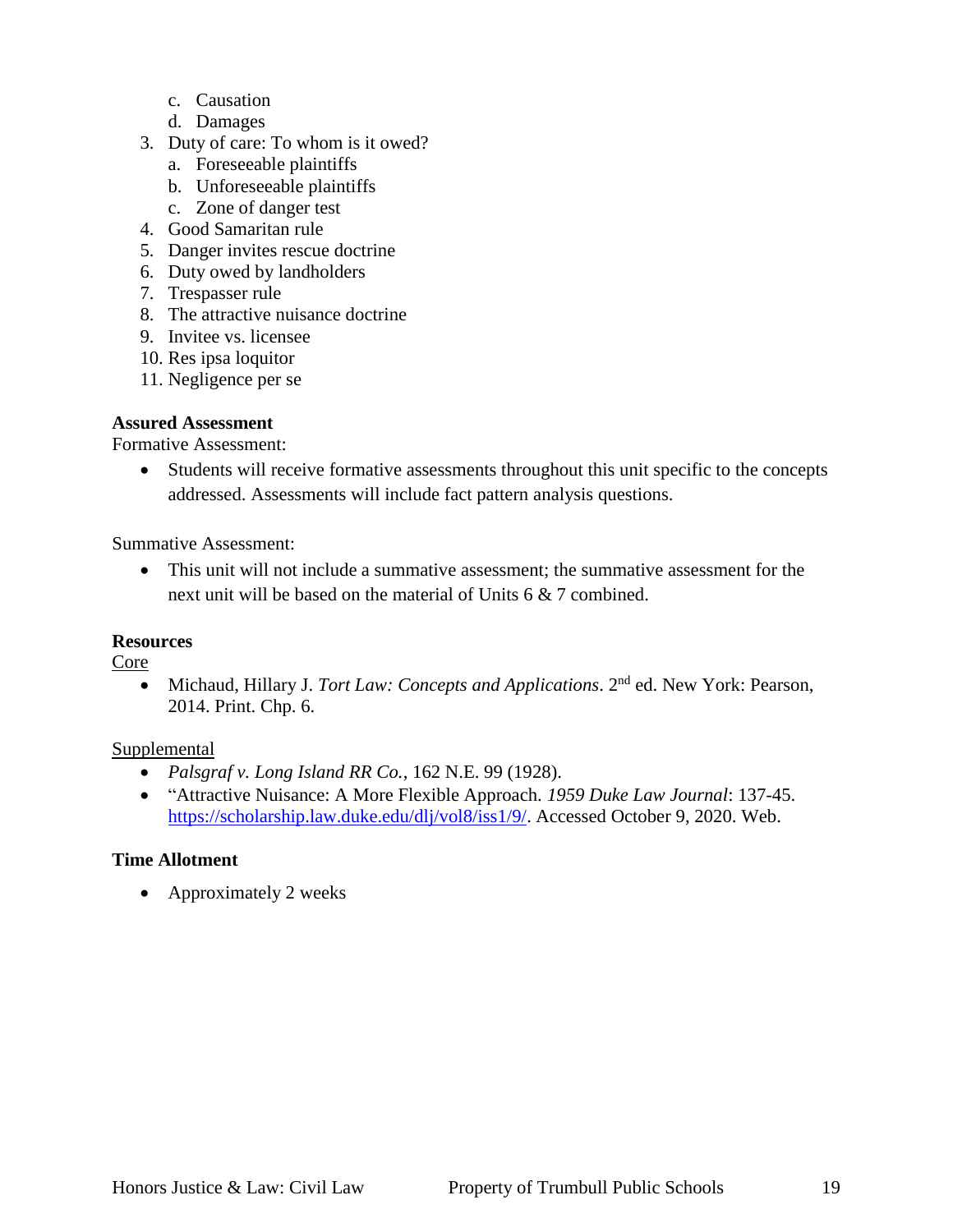c. Causation
   d. Damages
3. Duty of care: To whom is it owed?
   a. Foreseeable plaintiffs
   b. Unforeseeable plaintiffs
   c. Zone of danger test
4. Good Samaritan rule
5. Danger invites rescue doctrine
6. Duty owed by landholders
7. Trespasser rule
8. The attractive nuisance doctrine
9. Invitee vs. licensee
10. Res ipsa loquitor
11. Negligence per se

**Assured Assessment**

Formative Assessment:

- Students will receive formative assessments throughout this unit specific to the concepts addressed. Assessments will include fact pattern analysis questions.

Summative Assessment:

- This unit will not include a summative assessment; the summative assessment for the next unit will be based on the material of Units 6 & 7 combined.

**Resources**

Core

- Michaud, Hillary J. *Tort Law: Concepts and Applications*. 2nd ed. New York: Pearson, 2014. Print. Chp. 6.

Supplemental

- *Palsgraf v. Long Island RR Co.*, 162 N.E. 99 (1928).
- "Attractive Nuisance: A More Flexible Approach. *1959 Duke Law Journal*: 137-45. https://scholarship.law.duke.edu/dlj/vol8/iss1/9/. Accessed October 9, 2020. Web.

**Time Allotment**

- Approximately 2 weeks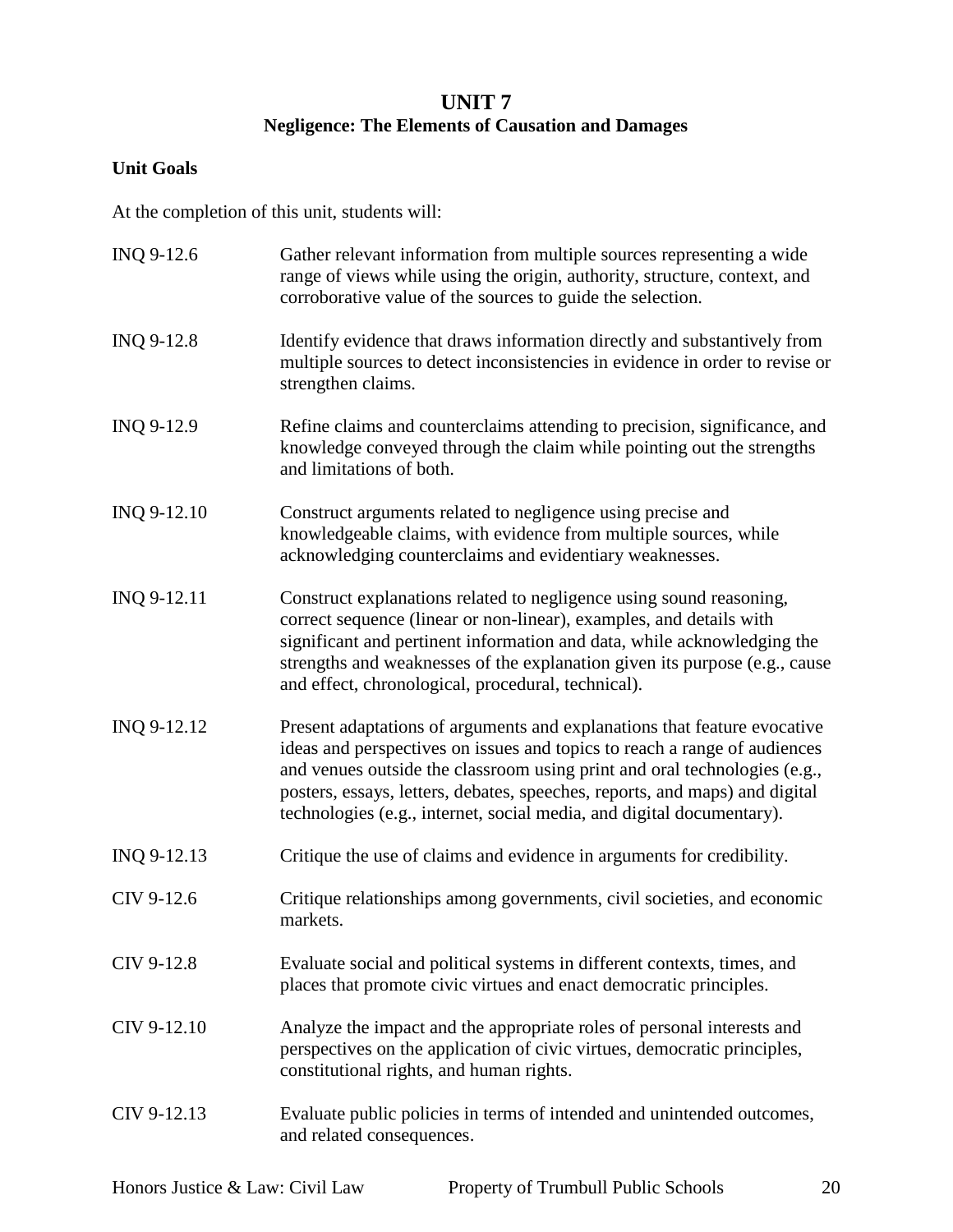# UNIT 7
## Negligence: The Elements of Causation and Damages

**Unit Goals**

At the completion of this unit, students will:

| | |
|---|---|
| INQ 9-12.6 | Gather relevant information from multiple sources representing a wide range of views while using the origin, authority, structure, context, and corroborative value of the sources to guide the selection. |
| INQ 9-12.8 | Identify evidence that draws information directly and substantively from multiple sources to detect inconsistencies in evidence in order to revise or strengthen claims. |
| INQ 9-12.9 | Refine claims and counterclaims attending to precision, significance, and knowledge conveyed through the claim while pointing out the strengths and limitations of both. |
| INQ 9-12.10 | Construct arguments related to negligence using precise and knowledgeable claims, with evidence from multiple sources, while acknowledging counterclaims and evidentiary weaknesses. |
| INQ 9-12.11 | Construct explanations related to negligence using sound reasoning, correct sequence (linear or non-linear), examples, and details with significant and pertinent information and data, while acknowledging the strengths and weaknesses of the explanation given its purpose (e.g., cause and effect, chronological, procedural, technical). |
| INQ 9-12.12 | Present adaptations of arguments and explanations that feature evocative ideas and perspectives on issues and topics to reach a range of audiences and venues outside the classroom using print and oral technologies (e.g., posters, essays, letters, debates, speeches, reports, and maps) and digital technologies (e.g., internet, social media, and digital documentary). |
| INQ 9-12.13 | Critique the use of claims and evidence in arguments for credibility. |
| CIV 9-12.6 | Critique relationships among governments, civil societies, and economic markets. |
| CIV 9-12.8 | Evaluate social and political systems in different contexts, times, and places that promote civic virtues and enact democratic principles. |
| CIV 9-12.10 | Analyze the impact and the appropriate roles of personal interests and perspectives on the application of civic virtues, democratic principles, constitutional rights, and human rights. |
| CIV 9-12.13 | Evaluate public policies in terms of intended and unintended outcomes, and related consequences. |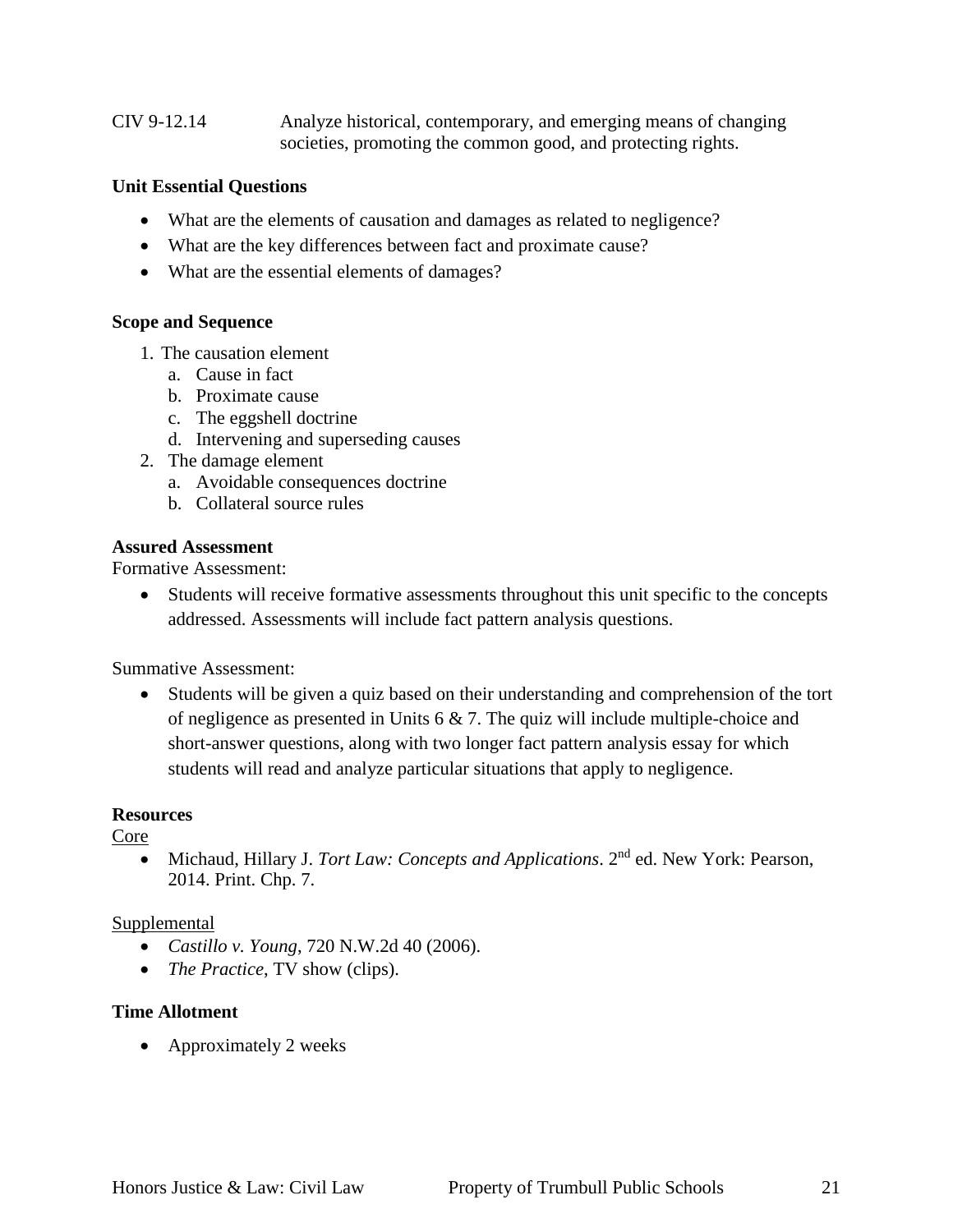CIV 9-12.14 Analyze historical, contemporary, and emerging means of changing societies, promoting the common good, and protecting rights.

**Unit Essential Questions**

- What are the elements of causation and damages as related to negligence?
- What are the key differences between fact and proximate cause?
- What are the essential elements of damages?

**Scope and Sequence**

1. The causation element
   a. Cause in fact
   b. Proximate cause
   c. The eggshell doctrine
   d. Intervening and superseding causes
2. The damage element
   a. Avoidable consequences doctrine
   b. Collateral source rules

**Assured Assessment**

Formative Assessment:

- Students will receive formative assessments throughout this unit specific to the concepts addressed. Assessments will include fact pattern analysis questions.

Summative Assessment:

- Students will be given a quiz based on their understanding and comprehension of the tort of negligence as presented in Units 6 & 7. The quiz will include multiple-choice and short-answer questions, along with two longer fact pattern analysis essay for which students will read and analyze particular situations that apply to negligence.

**Resources**

Core

- Michaud, Hillary J. *Tort Law: Concepts and Applications*. 2nd ed. New York: Pearson, 2014. Print. Chp. 7.

Supplemental

- *Castillo v. Young*, 720 N.W.2d 40 (2006).
- *The Practice*, TV show (clips).

**Time Allotment**

- Approximately 2 weeks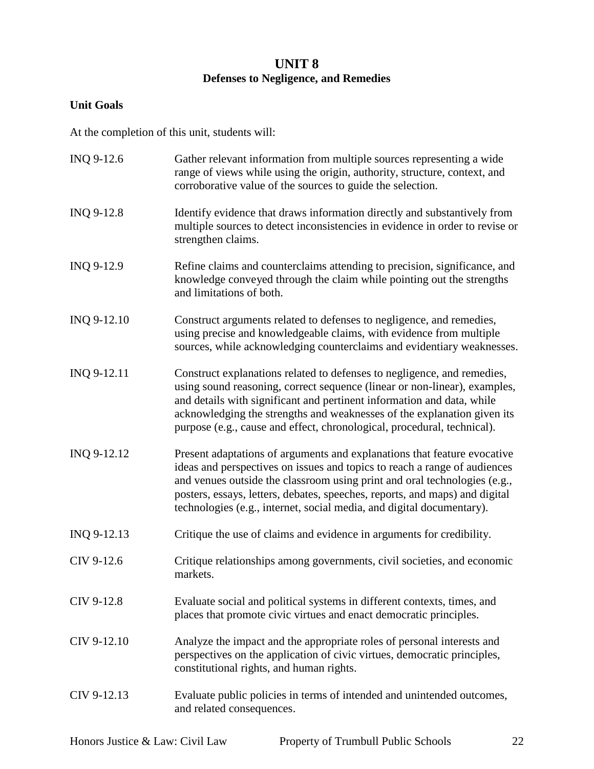# UNIT 8
## Defenses to Negligence, and Remedies

**Unit Goals**

At the completion of this unit, students will:

| | |
|---|---|
| INQ 9-12.6 | Gather relevant information from multiple sources representing a wide range of views while using the origin, authority, structure, context, and corroborative value of the sources to guide the selection. |
| INQ 9-12.8 | Identify evidence that draws information directly and substantively from multiple sources to detect inconsistencies in evidence in order to revise or strengthen claims. |
| INQ 9-12.9 | Refine claims and counterclaims attending to precision, significance, and knowledge conveyed through the claim while pointing out the strengths and limitations of both. |
| INQ 9-12.10 | Construct arguments related to defenses to negligence, and remedies, using precise and knowledgeable claims, with evidence from multiple sources, while acknowledging counterclaims and evidentiary weaknesses. |
| INQ 9-12.11 | Construct explanations related to defenses to negligence, and remedies, using sound reasoning, correct sequence (linear or non-linear), examples, and details with significant and pertinent information and data, while acknowledging the strengths and weaknesses of the explanation given its purpose (e.g., cause and effect, chronological, procedural, technical). |
| INQ 9-12.12 | Present adaptations of arguments and explanations that feature evocative ideas and perspectives on issues and topics to reach a range of audiences and venues outside the classroom using print and oral technologies (e.g., posters, essays, letters, debates, speeches, reports, and maps) and digital technologies (e.g., internet, social media, and digital documentary). |
| INQ 9-12.13 | Critique the use of claims and evidence in arguments for credibility. |
| CIV 9-12.6 | Critique relationships among governments, civil societies, and economic markets. |
| CIV 9-12.8 | Evaluate social and political systems in different contexts, times, and places that promote civic virtues and enact democratic principles. |
| CIV 9-12.10 | Analyze the impact and the appropriate roles of personal interests and perspectives on the application of civic virtues, democratic principles, constitutional rights, and human rights. |
| CIV 9-12.13 | Evaluate public policies in terms of intended and unintended outcomes, and related consequences. |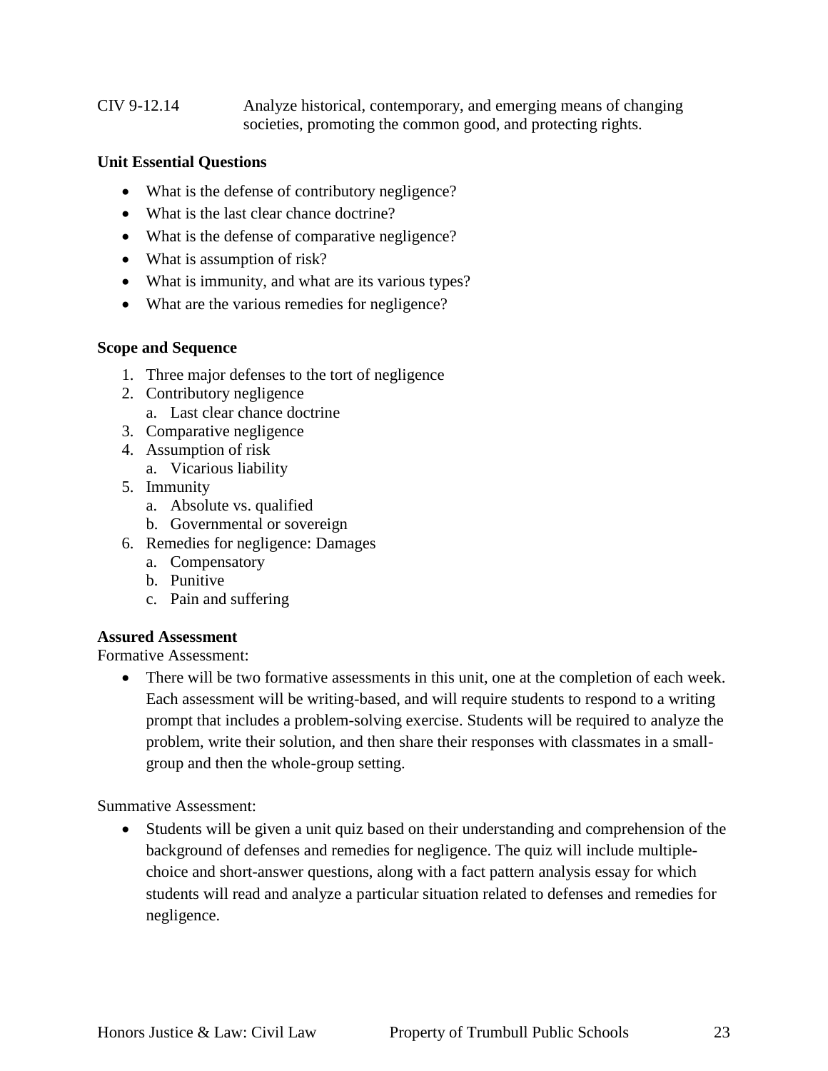CIV 9-12.14 Analyze historical, contemporary, and emerging means of changing societies, promoting the common good, and protecting rights.

**Unit Essential Questions**

- What is the defense of contributory negligence?
- What is the last clear chance doctrine?
- What is the defense of comparative negligence?
- What is assumption of risk?
- What is immunity, and what are its various types?
- What are the various remedies for negligence?

**Scope and Sequence**

1. Three major defenses to the tort of negligence
2. Contributory negligence
   a. Last clear chance doctrine
3. Comparative negligence
4. Assumption of risk
   a. Vicarious liability
5. Immunity
   a. Absolute vs. qualified
   b. Governmental or sovereign
6. Remedies for negligence: Damages
   a. Compensatory
   b. Punitive
   c. Pain and suffering

**Assured Assessment**

Formative Assessment:

- There will be two formative assessments in this unit, one at the completion of each week. Each assessment will be writing-based, and will require students to respond to a writing prompt that includes a problem-solving exercise. Students will be required to analyze the problem, write their solution, and then share their responses with classmates in a small-group and then the whole-group setting.

Summative Assessment:

- Students will be given a unit quiz based on their understanding and comprehension of the background of defenses and remedies for negligence. The quiz will include multiple-choice and short-answer questions, along with a fact pattern analysis essay for which students will read and analyze a particular situation related to defenses and remedies for negligence.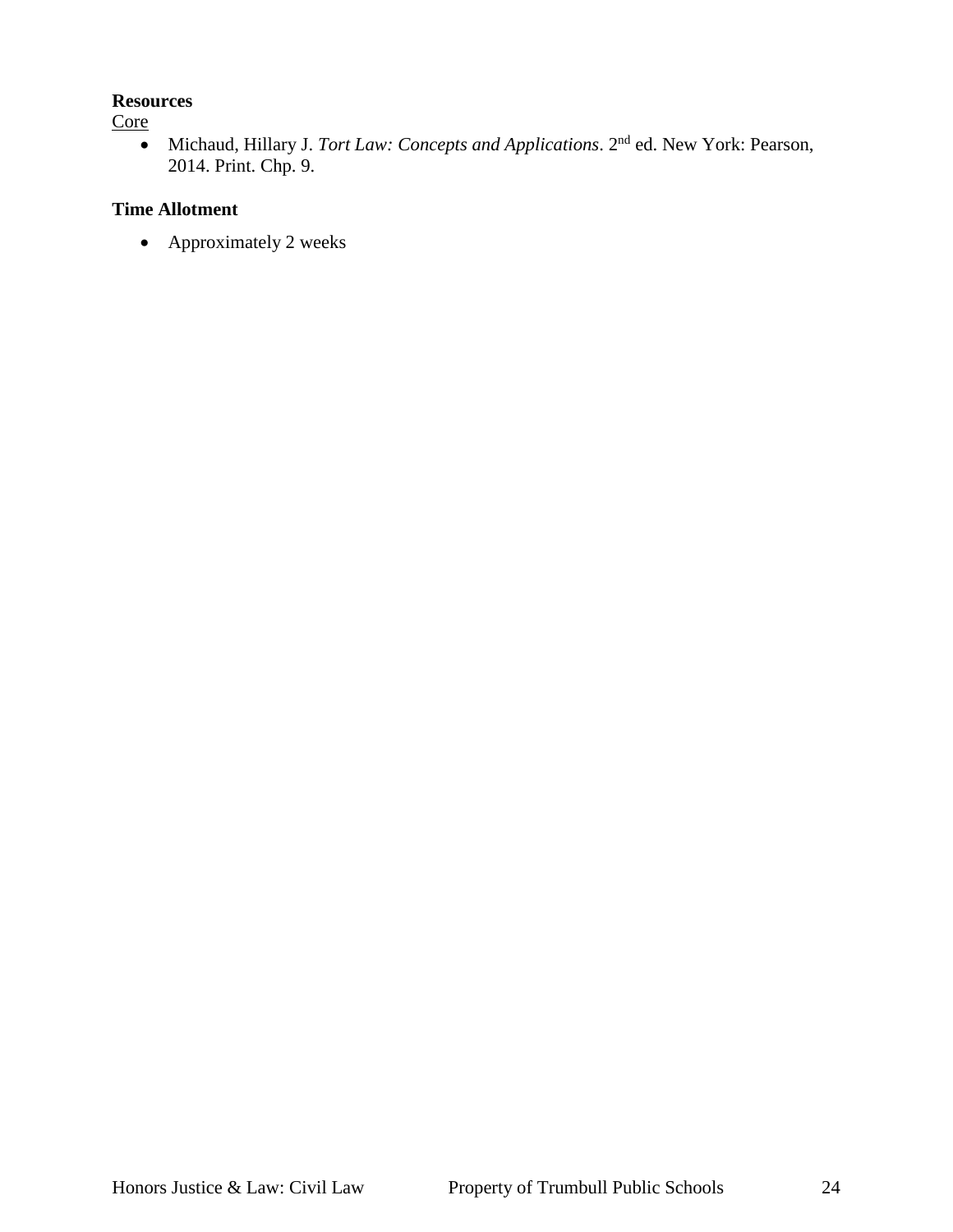**Resources**

Core

- Michaud, Hillary J. *Tort Law: Concepts and Applications*. 2nd ed. New York: Pearson, 2014. Print. Chp. 9.

**Time Allotment**

- Approximately 2 weeks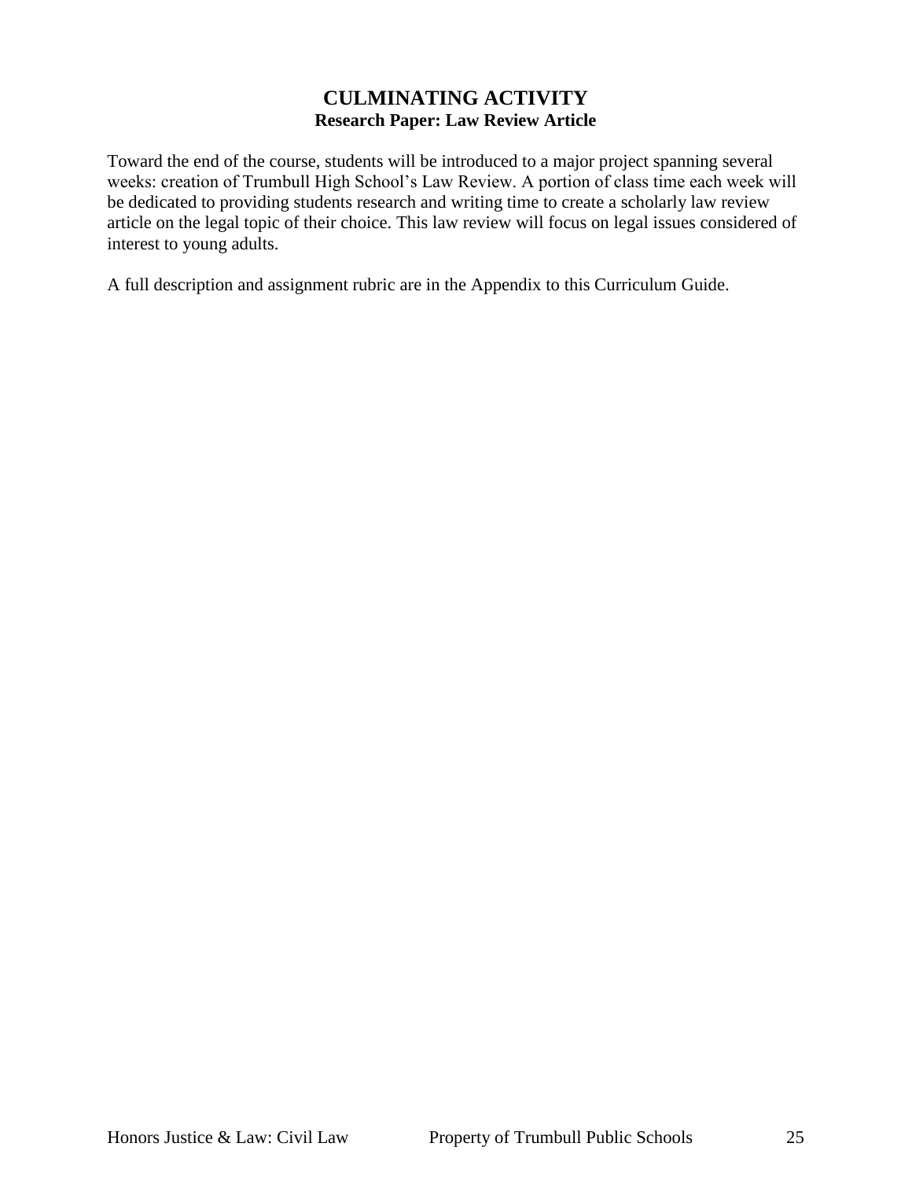# CULMINATING ACTIVITY

## Research Paper: Law Review Article

Toward the end of the course, students will be introduced to a major project spanning several weeks: creation of Trumbull High School's Law Review. A portion of class time each week will be dedicated to providing students research and writing time to create a scholarly law review article on the legal topic of their choice. This law review will focus on legal issues considered of interest to young adults.

A full description and assignment rubric are in the Appendix to this Curriculum Guide.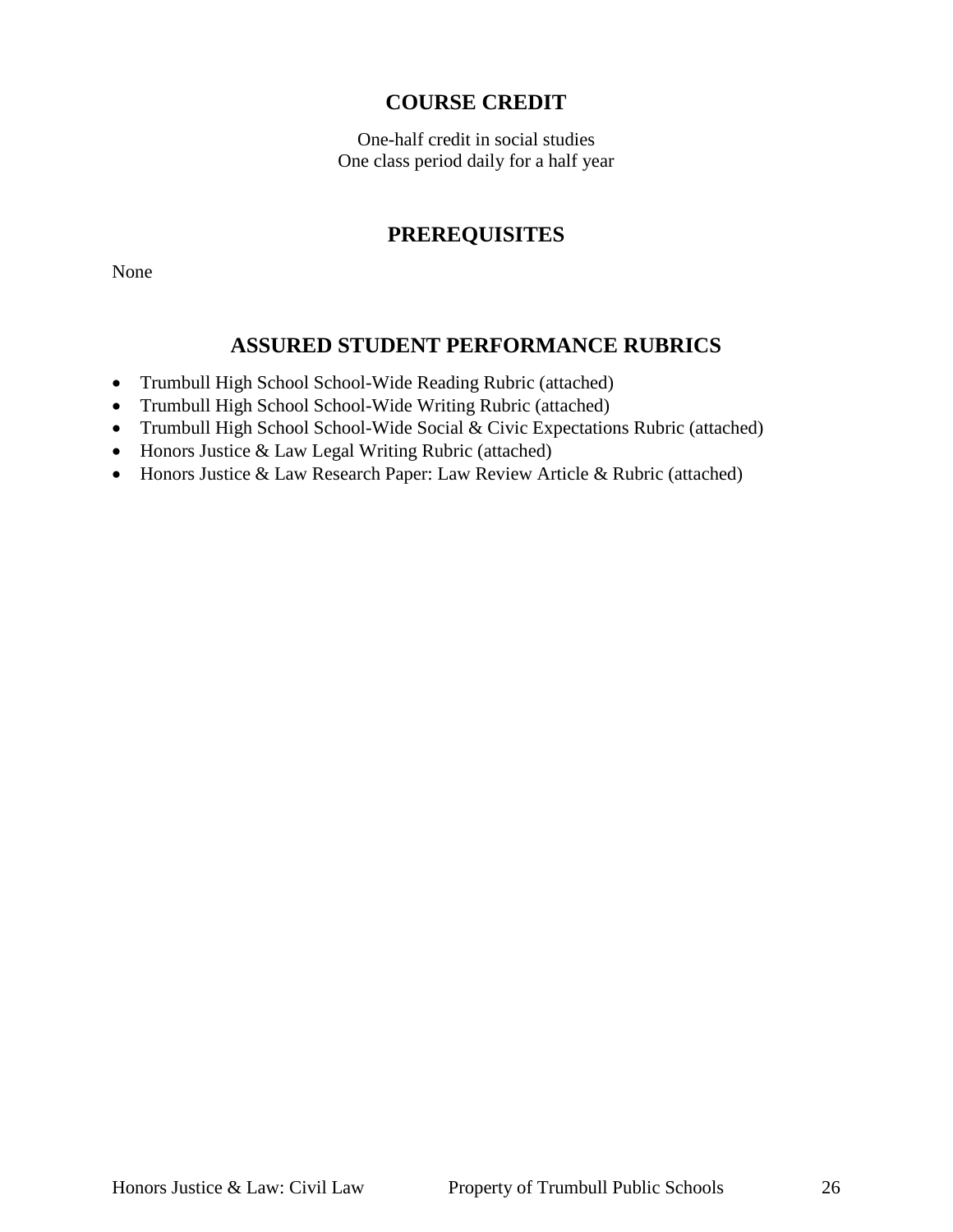## COURSE CREDIT

One-half credit in social studies
One class period daily for a half year

## PREREQUISITES

None

## ASSURED STUDENT PERFORMANCE RUBRICS

- Trumbull High School School-Wide Reading Rubric (attached)
- Trumbull High School School-Wide Writing Rubric (attached)
- Trumbull High School School-Wide Social & Civic Expectations Rubric (attached)
- Honors Justice & Law Legal Writing Rubric (attached)
- Honors Justice & Law Research Paper: Law Review Article & Rubric (attached)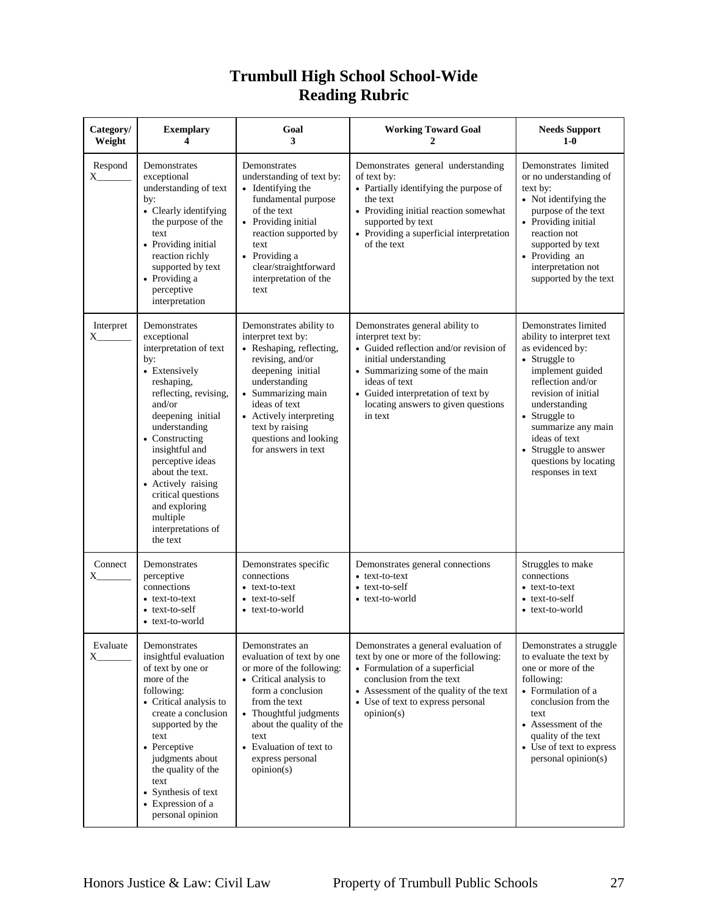# Trumbull High School School-Wide Reading Rubric

| Category/ Weight | Exemplary 4 | Goal 3 | Working Toward Goal 2 | Needs Support 1-0 |
|---|---|---|---|---|
| Respond X_______ | Demonstrates exceptional understanding of text by: <br>• Clearly identifying the purpose of the text <br>• Providing initial reaction richly supported by text <br>• Providing a perceptive interpretation | Demonstrates understanding of text by: <br>• Identifying the fundamental purpose of the text <br>• Providing initial reaction supported by text <br>• Providing a clear/straightforward interpretation of the text | Demonstrates general understanding of text by: <br>• Partially identifying the purpose of the text <br>• Providing initial reaction somewhat supported by text <br>• Providing a superficial interpretation of the text | Demonstrates limited or no understanding of text by: <br>• Not identifying the purpose of the text <br>• Providing initial reaction not supported by text <br>• Providing an interpretation not supported by the text |
| Interpret X_______ | Demonstrates exceptional interpretation of text by: <br>• Extensively reshaping, reflecting, revising, and/or deepening initial understanding <br>• Constructing insightful and perceptive ideas about the text. <br>• Actively raising critical questions and exploring multiple interpretations of the text | Demonstrates ability to interpret text by: <br>• Reshaping, reflecting, revising, and/or deepening initial understanding <br>• Summarizing main ideas of text <br>• Actively interpreting text by raising questions and looking for answers in text | Demonstrates general ability to interpret text by: <br>• Guided reflection and/or revision of initial understanding <br>• Summarizing some of the main ideas of text <br>• Guided interpretation of text by locating answers to given questions in text | Demonstrates limited ability to interpret text as evidenced by: <br>• Struggle to implement guided reflection and/or revision of initial understanding <br>• Struggle to summarize any main ideas of text <br>• Struggle to answer questions by locating responses in text |
| Connect X_______ | Demonstrates perceptive connections <br>• text-to-text <br>• text-to-self <br>• text-to-world | Demonstrates specific connections <br>• text-to-text <br>• text-to-self <br>• text-to-world | Demonstrates general connections <br>• text-to-text <br>• text-to-self <br>• text-to-world | Struggles to make connections <br>• text-to-text <br>• text-to-self <br>• text-to-world |
| Evaluate X_______ | Demonstrates insightful evaluation of text by one or more of the following: <br>• Critical analysis to create a conclusion supported by the text <br>• Perceptive judgments about the quality of the text <br>• Synthesis of text <br>• Expression of a personal opinion | Demonstrates an evaluation of text by one or more of the following: <br>• Critical analysis to form a conclusion from the text <br>• Thoughtful judgments about the quality of the text <br>• Evaluation of text to express personal opinion(s) | Demonstrates a general evaluation of text by one or more of the following: <br>• Formulation of a superficial conclusion from the text <br>• Assessment of the quality of the text <br>• Use of text to express personal opinion(s) | Demonstrates a struggle to evaluate the text by one or more of the following: <br>• Formulation of a conclusion from the text <br>• Assessment of the quality of the text <br>• Use of text to express personal opinion(s) |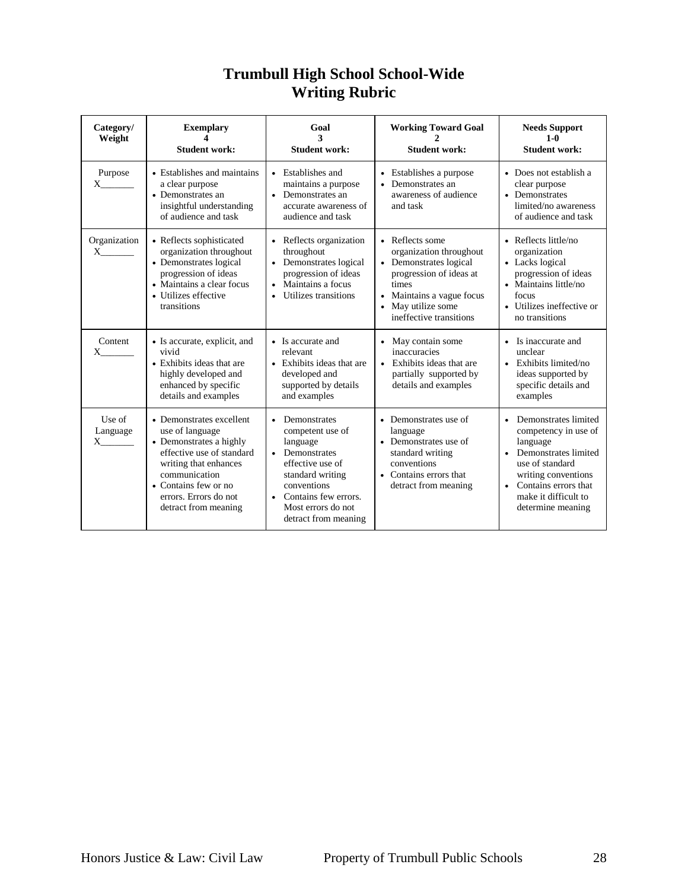# Trumbull High School School-Wide Writing Rubric

| Category/ Weight | Exemplary 4 Student work: | Goal 3 Student work: | Working Toward Goal 2 Student work: | Needs Support 1-0 Student work: |
|---|---|---|---|---|
| Purpose X_______ | • Establishes and maintains a clear purpose<br>• Demonstrates an insightful understanding of audience and task | • Establishes and maintains a purpose<br>• Demonstrates an accurate awareness of audience and task | • Establishes a purpose<br>• Demonstrates an awareness of audience and task | • Does not establish a clear purpose<br>• Demonstrates limited/no awareness of audience and task |
| Organization X_______ | • Reflects sophisticated organization throughout<br>• Demonstrates logical progression of ideas<br>• Maintains a clear focus<br>• Utilizes effective transitions | • Reflects organization throughout<br>• Demonstrates logical progression of ideas<br>• Maintains a focus<br>• Utilizes transitions | • Reflects some organization throughout<br>• Demonstrates logical progression of ideas at times<br>• Maintains a vague focus<br>• May utilize some ineffective transitions | • Reflects little/no organization<br>• Lacks logical progression of ideas<br>• Maintains little/no focus<br>• Utilizes ineffective or no transitions |
| Content X_______ | • Is accurate, explicit, and vivid<br>• Exhibits ideas that are highly developed and enhanced by specific details and examples | • Is accurate and relevant<br>• Exhibits ideas that are developed and supported by details and examples | • May contain some inaccuracies<br>• Exhibits ideas that are partially supported by details and examples | • Is inaccurate and unclear<br>• Exhibits limited/no ideas supported by specific details and examples |
| Use of Language X_______ | • Demonstrates excellent use of language<br>• Demonstrates a highly effective use of standard writing that enhances communication<br>• Contains few or no errors. Errors do not detract from meaning | • Demonstrates competent use of language<br>• Demonstrates effective use of standard writing conventions<br>• Contains few errors. Most errors do not detract from meaning | • Demonstrates use of language<br>• Demonstrates use of standard writing conventions<br>• Contains errors that detract from meaning | • Demonstrates limited competency in use of language<br>• Demonstrates limited use of standard writing conventions<br>• Contains errors that make it difficult to determine meaning |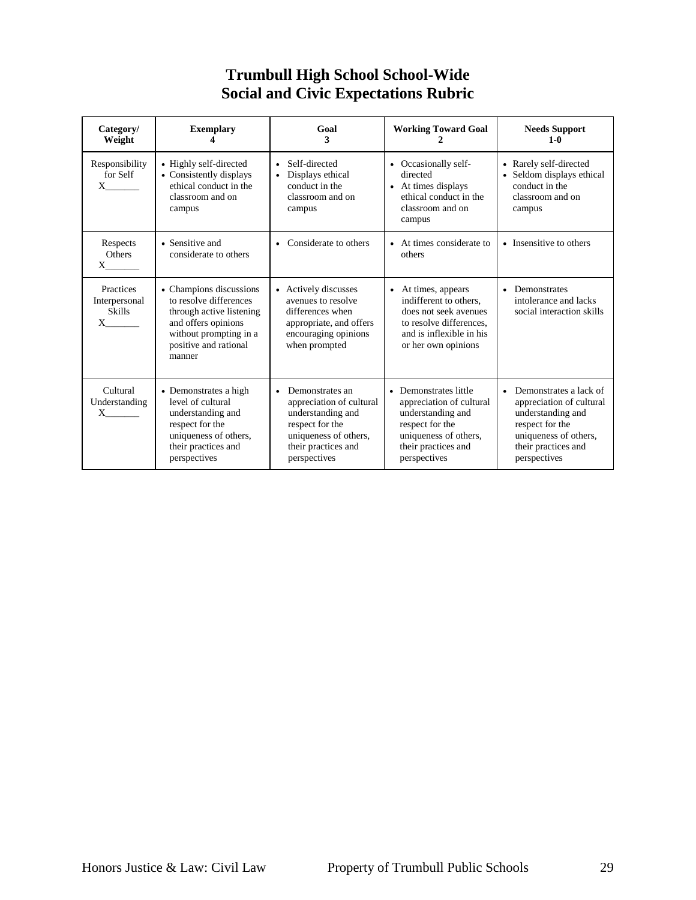# Trumbull High School School-Wide Social and Civic Expectations Rubric

| Category/ Weight | Exemplary 4 | Goal 3 | Working Toward Goal 2 | Needs Support 1-0 |
|---|---|---|---|---|
| Responsibility for Self X_______ | • Highly self-directed<br>• Consistently displays ethical conduct in the classroom and on campus | • Self-directed<br>• Displays ethical conduct in the classroom and on campus | • Occasionally self-directed<br>• At times displays ethical conduct in the classroom and on campus | • Rarely self-directed<br>• Seldom displays ethical conduct in the classroom and on campus |
| Respects Others X_______ | • Sensitive and considerate to others | • Considerate to others | • At times considerate to others | • Insensitive to others |
| Practices Interpersonal Skills X_______ | • Champions discussions to resolve differences through active listening and offers opinions without prompting in a positive and rational manner | • Actively discusses avenues to resolve differences when appropriate, and offers encouraging opinions when prompted | • At times, appears indifferent to others, does not seek avenues to resolve differences, and is inflexible in his or her own opinions | • Demonstrates intolerance and lacks social interaction skills |
| Cultural Understanding X_______ | • Demonstrates a high level of cultural understanding and respect for the uniqueness of others, their practices and perspectives | • Demonstrates an appreciation of cultural understanding and respect for the uniqueness of others, their practices and perspectives | • Demonstrates little appreciation of cultural understanding and respect for the uniqueness of others, their practices and perspectives | • Demonstrates a lack of appreciation of cultural understanding and respect for the uniqueness of others, their practices and perspectives |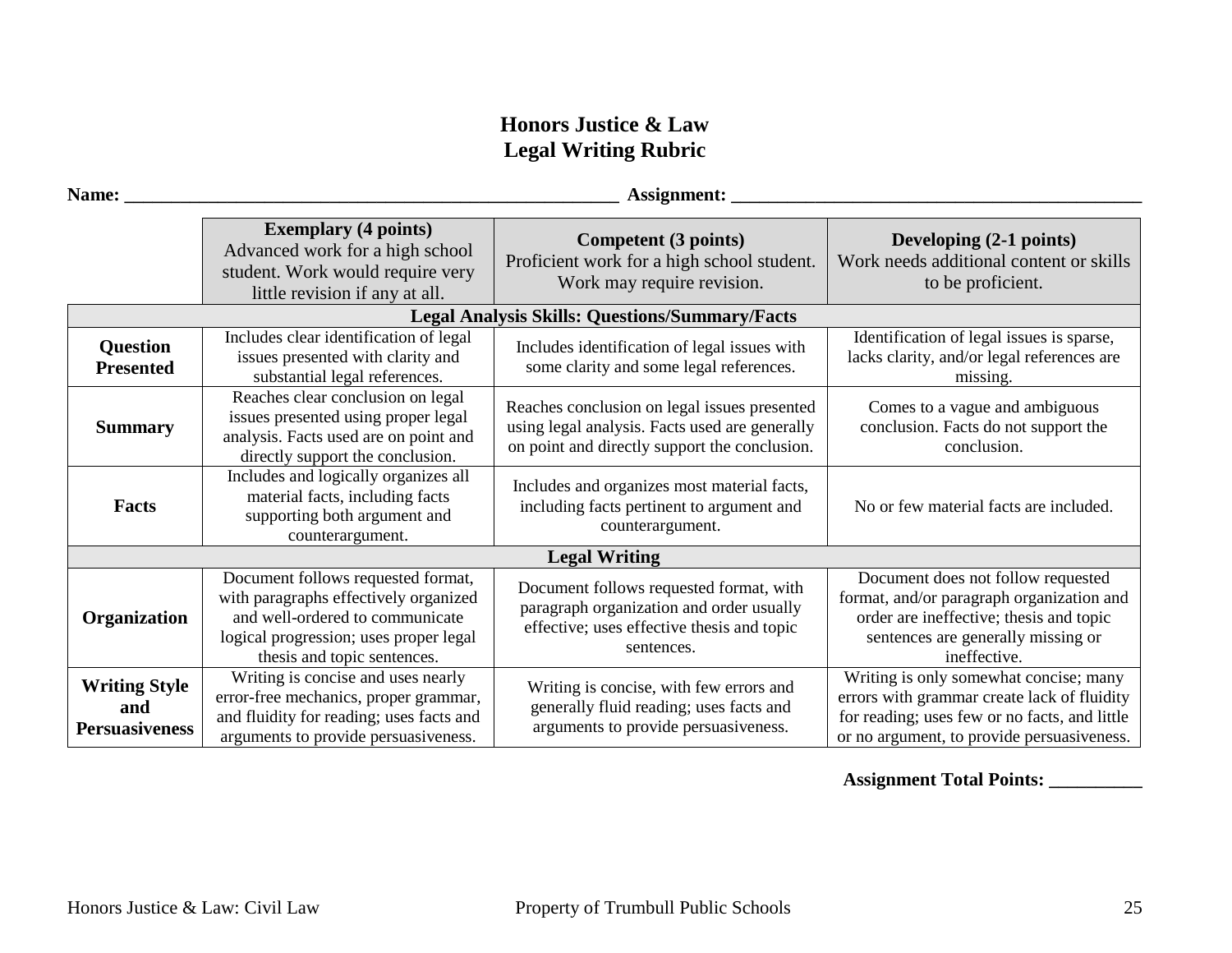# Honors Justice & Law
## Legal Writing Rubric

**Name:** ______________________________________________________ **Assignment:** ____________________________________________

| | **Exemplary (4 points)** Advanced work for a high school student. Work would require very little revision if any at all. | **Competent (3 points)** Proficient work for a high school student. Work may require revision. | **Developing (2-1 points)** Work needs additional content or skills to be proficient. |
|---|---|---|---|
| **Legal Analysis Skills: Questions/Summary/Facts** | | | |
| **Question Presented** | Includes clear identification of legal issues presented with clarity and substantial legal references. | Includes identification of legal issues with some clarity and some legal references. | Identification of legal issues is sparse, lacks clarity, and/or legal references are missing. |
| **Summary** | Reaches clear conclusion on legal issues presented using proper legal analysis. Facts used are on point and directly support the conclusion. | Reaches conclusion on legal issues presented using legal analysis. Facts used are generally on point and directly support the conclusion. | Comes to a vague and ambiguous conclusion. Facts do not support the conclusion. |
| **Facts** | Includes and logically organizes all material facts, including facts supporting both argument and counterargument. | Includes and organizes most material facts, including facts pertinent to argument and counterargument. | No or few material facts are included. |
| **Legal Writing** | | | |
| **Organization** | Document follows requested format, with paragraphs effectively organized and well-ordered to communicate logical progression; uses proper legal thesis and topic sentences. | Document follows requested format, with paragraph organization and order usually effective; uses effective thesis and topic sentences. | Document does not follow requested format, and/or paragraph organization and order are ineffective; thesis and topic sentences are generally missing or ineffective. |
| **Writing Style and Persuasiveness** | Writing is concise and uses nearly error-free mechanics, proper grammar, and fluidity for reading; uses facts and arguments to provide persuasiveness. | Writing is concise, with few errors and generally fluid reading; uses facts and arguments to provide persuasiveness. | Writing is only somewhat concise; many errors with grammar create lack of fluidity for reading; uses few or no facts, and little or no argument, to provide persuasiveness. |

**Assignment Total Points: __________**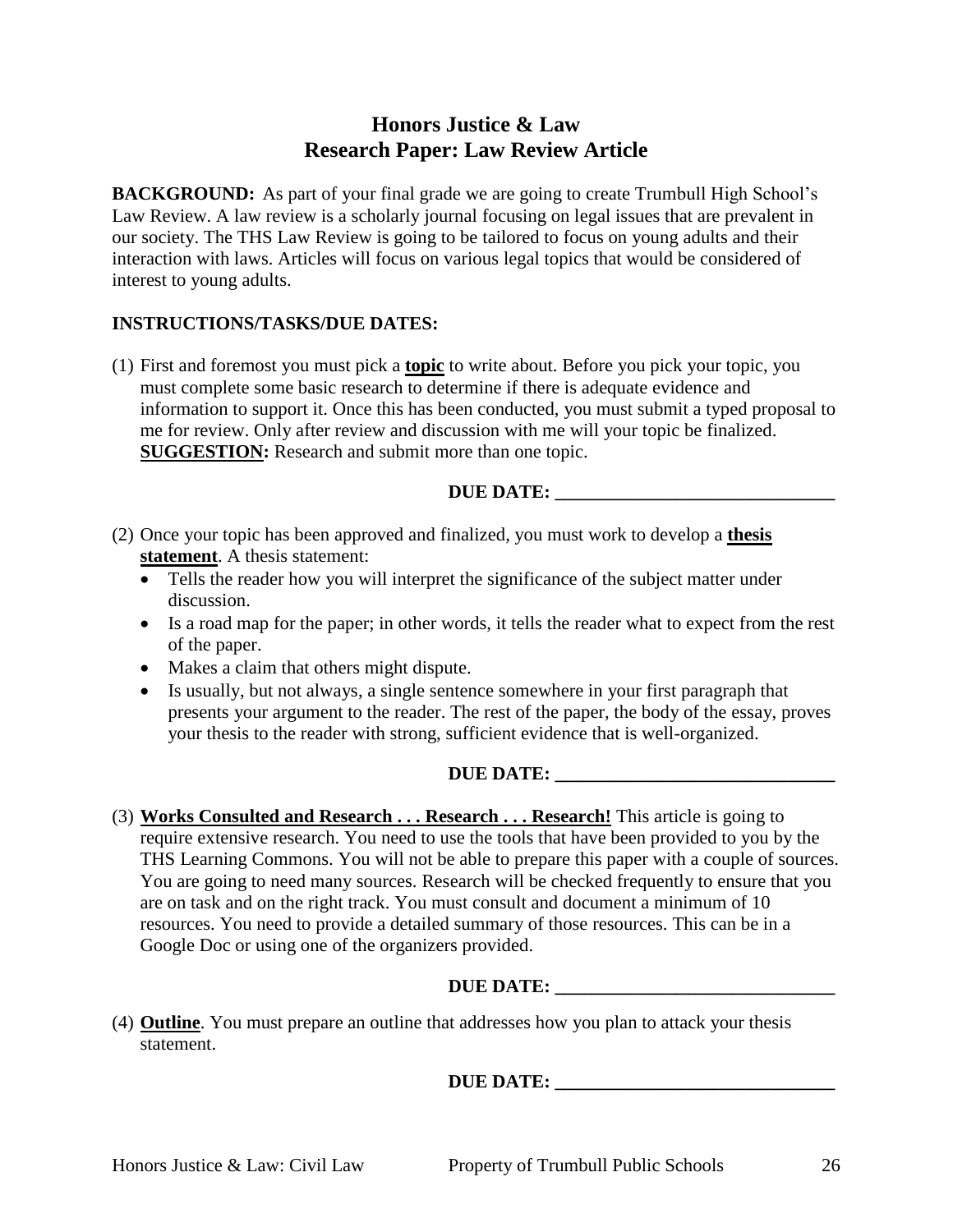# Honors Justice & Law
## Research Paper: Law Review Article

**BACKGROUND:** As part of your final grade we are going to create Trumbull High School's Law Review. A law review is a scholarly journal focusing on legal issues that are prevalent in our society. The THS Law Review is going to be tailored to focus on young adults and their interaction with laws. Articles will focus on various legal topics that would be considered of interest to young adults.

**INSTRUCTIONS/TASKS/DUE DATES:**

(1) First and foremost you must pick a **<u>topic</u>** to write about. Before you pick your topic, you must complete some basic research to determine if there is adequate evidence and information to support it. Once this has been conducted, you must submit a typed proposal to me for review. Only after review and discussion with me will your topic be finalized. **<u>SUGGESTION</u>:** Research and submit more than one topic.

**DUE DATE: ______________________________**

(2) Once your topic has been approved and finalized, you must work to develop a **<u>thesis statement</u>**. A thesis statement:
   - Tells the reader how you will interpret the significance of the subject matter under discussion.
   - Is a road map for the paper; in other words, it tells the reader what to expect from the rest of the paper.
   - Makes a claim that others might dispute.
   - Is usually, but not always, a single sentence somewhere in your first paragraph that presents your argument to the reader. The rest of the paper, the body of the essay, proves your thesis to the reader with strong, sufficient evidence that is well-organized.

**DUE DATE: ______________________________**

(3) **<u>Works Consulted and Research . . . Research . . . Research!</u>** This article is going to require extensive research. You need to use the tools that have been provided to you by the THS Learning Commons. You will not be able to prepare this paper with a couple of sources. You are going to need many sources. Research will be checked frequently to ensure that you are on task and on the right track. You must consult and document a minimum of 10 resources. You need to provide a detailed summary of those resources. This can be in a Google Doc or using one of the organizers provided.

**DUE DATE: ______________________________**

(4) **<u>Outline</u>**. You must prepare an outline that addresses how you plan to attack your thesis statement.

**DUE DATE: ______________________________**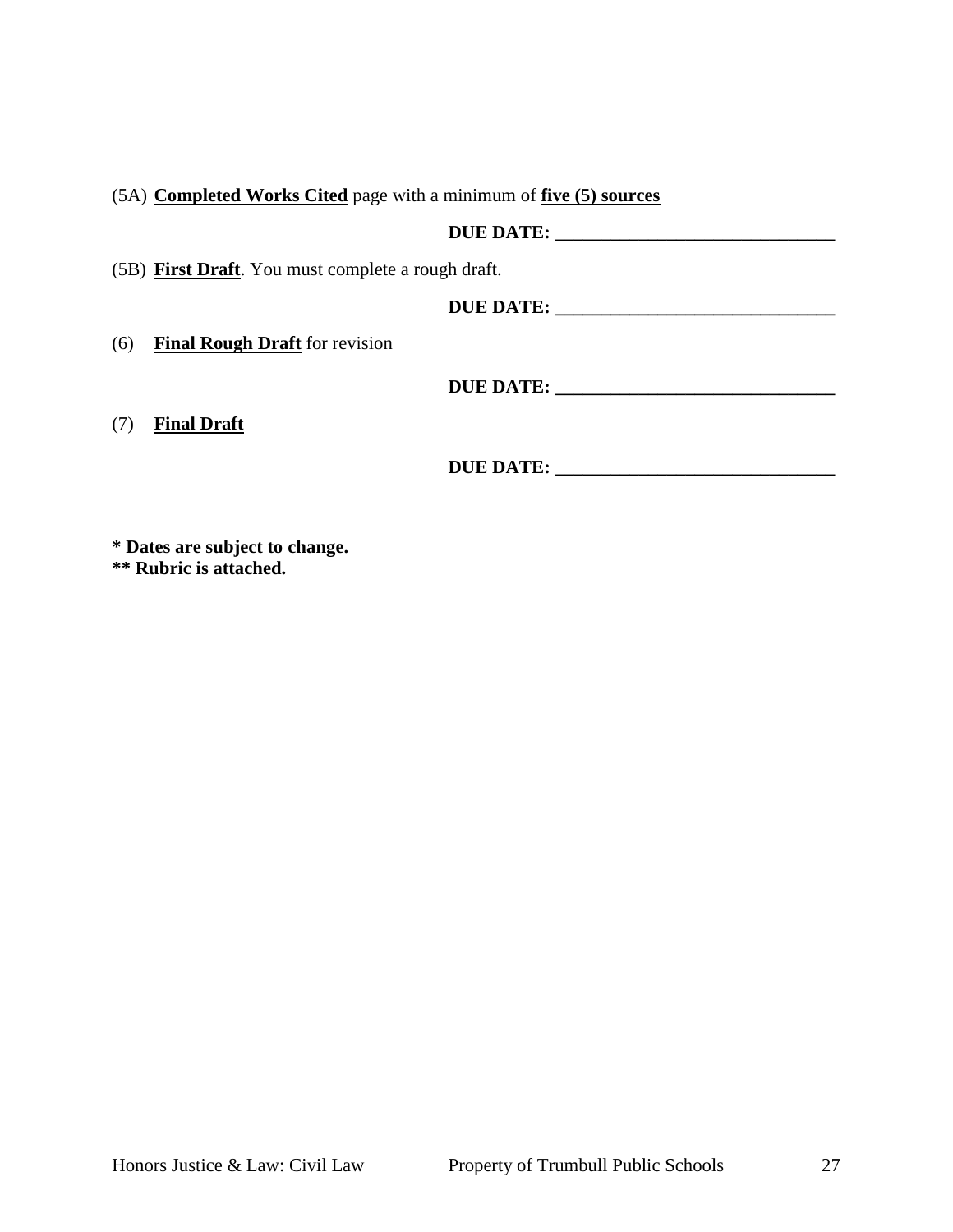(5A) **Completed Works Cited** page with a minimum of **five (5) sources**

**DUE DATE: ______________________________**

(5B) **First Draft**. You must complete a rough draft.

**DUE DATE: ______________________________**

(6) **Final Rough Draft** for revision

**DUE DATE: ______________________________**

(7) **Final Draft**

**DUE DATE: ______________________________**

**\* Dates are subject to change.**
**\*\* Rubric is attached.**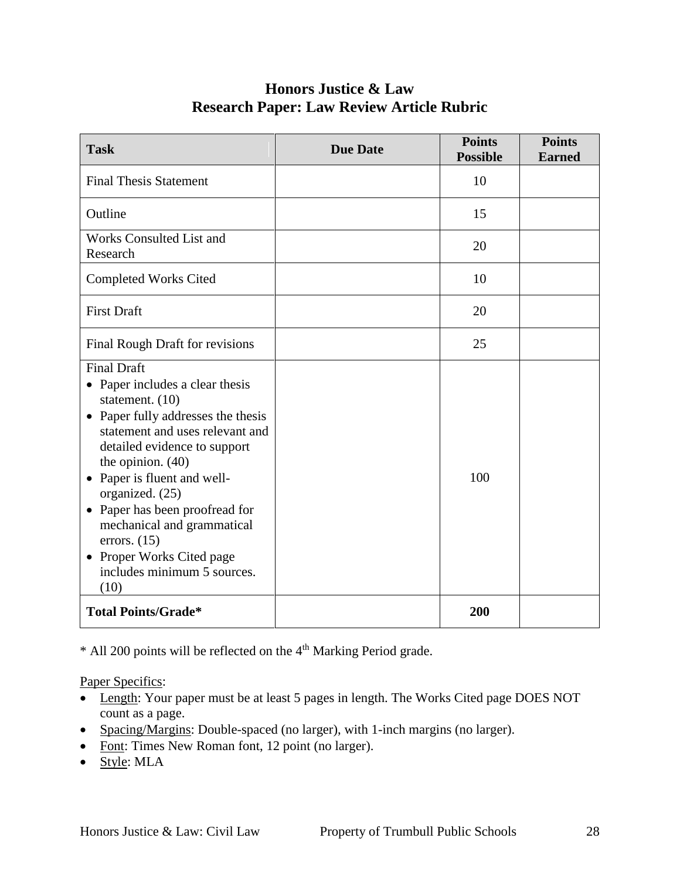# Honors Justice & Law
## Research Paper: Law Review Article Rubric

| Task | Due Date | Points Possible | Points Earned |
|---|---|---|---|
| Final Thesis Statement | | 10 | |
| Outline | | 15 | |
| Works Consulted List and Research | | 20 | |
| Completed Works Cited | | 10 | |
| First Draft | | 20 | |
| Final Rough Draft for revisions | | 25 | |
| Final Draft<br>• Paper includes a clear thesis statement. (10)<br>• Paper fully addresses the thesis statement and uses relevant and detailed evidence to support the opinion. (40)<br>• Paper is fluent and well-organized. (25)<br>• Paper has been proofread for mechanical and grammatical errors. (15)<br>• Proper Works Cited page includes minimum 5 sources. (10) | | 100 | |
| **Total Points/Grade*** | | **200** | |

* All 200 points will be reflected on the 4th Marking Period grade.

Paper Specifics:

- Length: Your paper must be at least 5 pages in length. The Works Cited page DOES NOT count as a page.
- Spacing/Margins: Double-spaced (no larger), with 1-inch margins (no larger).
- Font: Times New Roman font, 12 point (no larger).
- Style: MLA